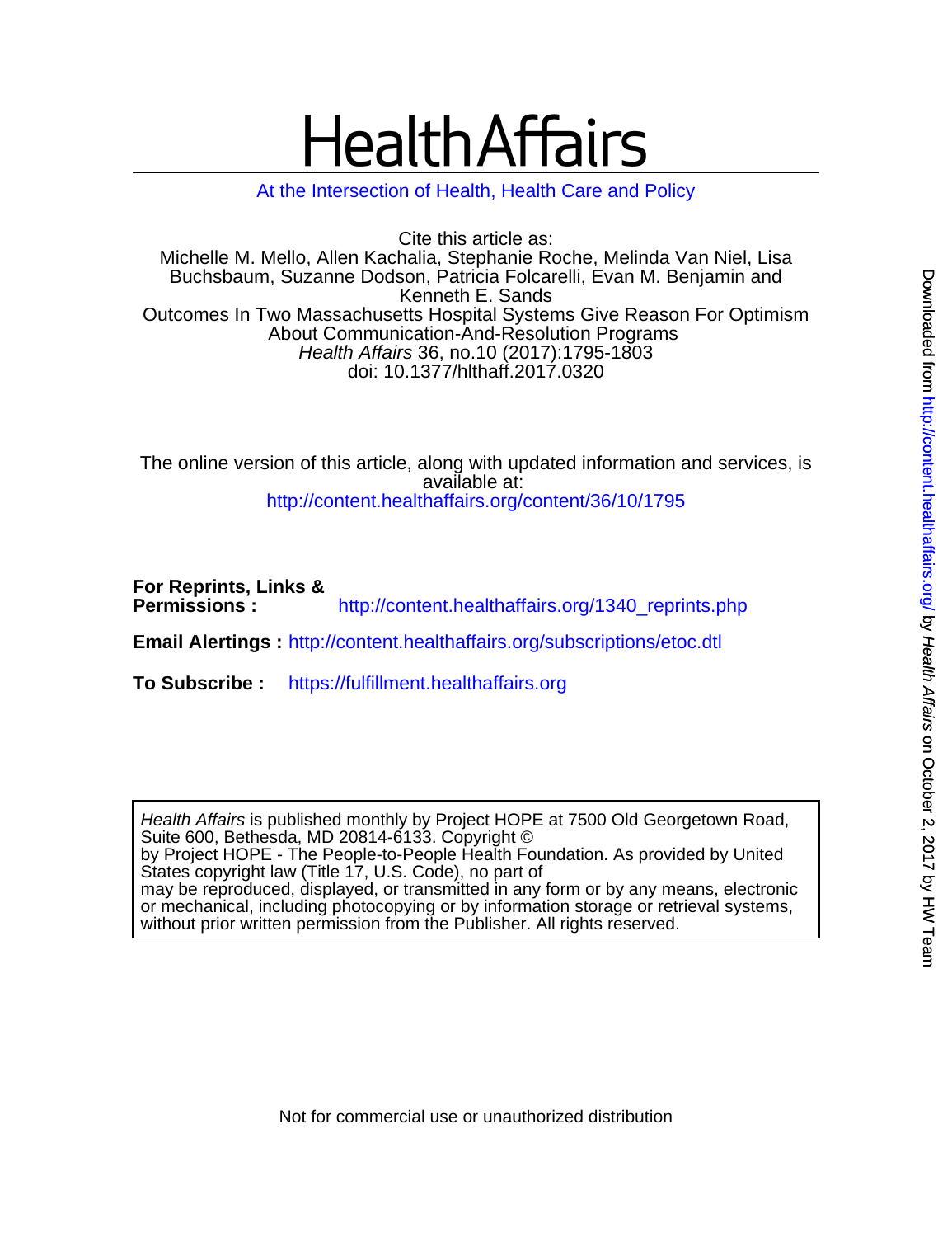# Health Affairs

At the Intersection of Health, Health Care and Policy

Cite this article as:
Michelle M. Mello, Allen Kachalia, Stephanie Roche, Melinda Van Niel, Lisa Buchsbaum, Suzanne Dodson, Patricia Folcarelli, Evan M. Benjamin and Kenneth E. Sands
Outcomes In Two Massachusetts Hospital Systems Give Reason For Optimism About Communication-And-Resolution Programs
*Health Affairs* 36, no.10 (2017):1795-1803
doi: 10.1377/hlthaff.2017.0320

The online version of this article, along with updated information and services, is available at:
http://content.healthaffairs.org/content/36/10/1795

**For Reprints, Links & Permissions :** http://content.healthaffairs.org/1340_reprints.php

**Email Alertings :** http://content.healthaffairs.org/subscriptions/etoc.dtl

**To Subscribe :** https://fulfillment.healthaffairs.org

*Health Affairs* is published monthly by Project HOPE at 7500 Old Georgetown Road, Suite 600, Bethesda, MD 20814-6133. Copyright © by Project HOPE - The People-to-People Health Foundation. As provided by United States copyright law (Title 17, U.S. Code), no part of may be reproduced, displayed, or transmitted in any form or by any means, electronic or mechanical, including photocopying or by information storage or retrieval systems, without prior written permission from the Publisher. All rights reserved.

Not for commercial use or unauthorized distribution

Downloaded from http://content.healthaffairs.org/ by *Health Affairs* on October 2, 2017 by HW Team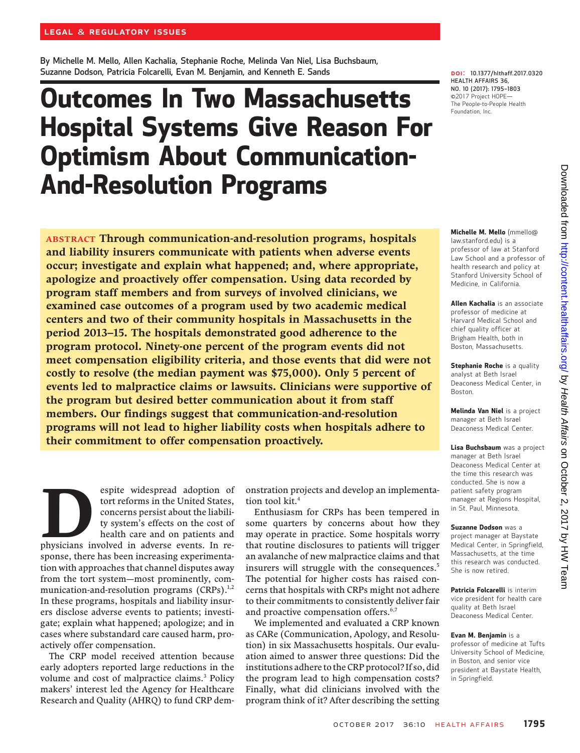LEGAL & REGULATORY ISSUES

By Michelle M. Mello, Allen Kachalia, Stephanie Roche, Melinda Van Niel, Lisa Buchsbaum, Suzanne Dodson, Patricia Folcarelli, Evan M. Benjamin, and Kenneth E. Sands

DOI: 10.1377/hlthaff.2017.0320
HEALTH AFFAIRS 36, NO. 10 (2017): 1795–1803
©2017 Project HOPE— The People-to-People Health Foundation, Inc.

# Outcomes In Two Massachusetts Hospital Systems Give Reason For Optimism About Communication-And-Resolution Programs

**ABSTRACT Through communication-and-resolution programs, hospitals and liability insurers communicate with patients when adverse events occur; investigate and explain what happened; and, where appropriate, apologize and proactively offer compensation. Using data recorded by program staff members and from surveys of involved clinicians, we examined case outcomes of a program used by two academic medical centers and two of their community hospitals in Massachusetts in the period 2013–15. The hospitals demonstrated good adherence to the program protocol. Ninety-one percent of the program events did not meet compensation eligibility criteria, and those events that did were not costly to resolve (the median payment was $75,000). Only 5 percent of events led to malpractice claims or lawsuits. Clinicians were supportive of the program but desired better communication about it from staff members. Our findings suggest that communication-and-resolution programs will not lead to higher liability costs when hospitals adhere to their commitment to offer compensation proactively.**

**Michelle M. Mello** (mmello@law.stanford.edu) is a professor of law at Stanford Law School and a professor of health research and policy at Stanford University School of Medicine, in California.

**Allen Kachalia** is an associate professor of medicine at Harvard Medical School and chief quality officer at Brigham Health, both in Boston, Massachusetts.

**Stephanie Roche** is a quality analyst at Beth Israel Deaconess Medical Center, in Boston.

**Melinda Van Niel** is a project manager at Beth Israel Deaconess Medical Center.

**Lisa Buchsbaum** was a project manager at Beth Israel Deaconess Medical Center at the time this research was conducted. She is now a patient safety program manager at Regions Hospital, in St. Paul, Minnesota.

**Suzanne Dodson** was a project manager at Baystate Medical Center, in Springfield, Massachusetts, at the time this research was conducted. She is now retired.

**Patricia Folcarelli** is interim vice president for health care quality at Beth Israel Deaconess Medical Center.

**Evan M. Benjamin** is a professor of medicine at Tufts University School of Medicine, in Boston, and senior vice president at Baystate Health, in Springfield.

Despite widespread adoption of tort reforms in the United States, concerns persist about the liability system's effects on the cost of health care and on patients and physicians involved in adverse events. In response, there has been increasing experimentation with approaches that channel disputes away from the tort system—most prominently, communication-and-resolution programs (CRPs).[1,2] In these programs, hospitals and liability insurers disclose adverse events to patients; investigate; explain what happened; apologize; and in cases where substandard care caused harm, proactively offer compensation.

The CRP model received attention because early adopters reported large reductions in the volume and cost of malpractice claims.[3] Policy makers' interest led the Agency for Healthcare Research and Quality (AHRQ) to fund CRP demonstration projects and develop an implementation tool kit.[4]

Enthusiasm for CRPs has been tempered in some quarters by concerns about how they may operate in practice. Some hospitals worry that routine disclosures to patients will trigger an avalanche of new malpractice claims and that insurers will struggle with the consequences.[5] The potential for higher costs has raised concerns that hospitals with CRPs might not adhere to their commitments to consistently deliver fair and proactive compensation offers.[6,7]

We implemented and evaluated a CRP known as CARe (Communication, Apology, and Resolution) in six Massachusetts hospitals. Our evaluation aimed to answer three questions: Did the institutions adhere to the CRP protocol? If so, did the program lead to high compensation costs? Finally, what did clinicians involved with the program think of it? After describing the setting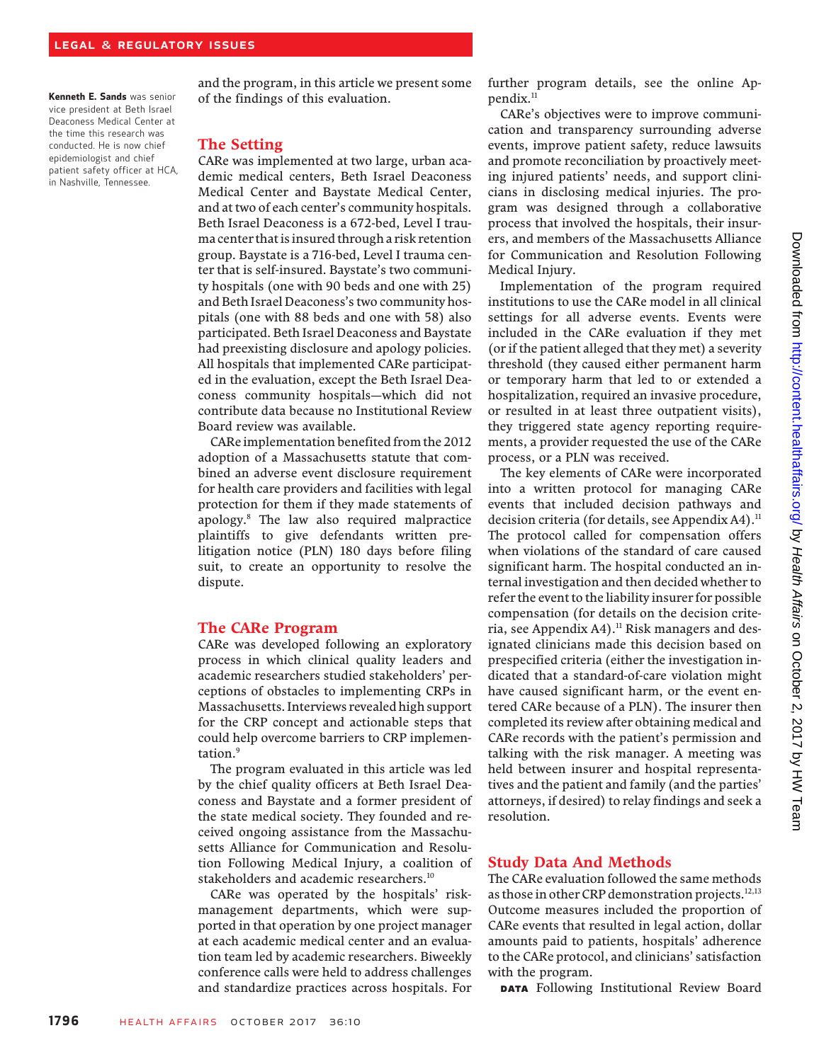**Kenneth E. Sands** was senior vice president at Beth Israel Deaconess Medical Center at the time this research was conducted. He is now chief epidemiologist and chief patient safety officer at HCA, in Nashville, Tennessee.

and the program, in this article we present some of the findings of this evaluation.

## The Setting

CARe was implemented at two large, urban academic medical centers, Beth Israel Deaconess Medical Center and Baystate Medical Center, and at two of each center's community hospitals. Beth Israel Deaconess is a 672-bed, Level I trauma center that is insured through a risk retention group. Baystate is a 716-bed, Level I trauma center that is self-insured. Baystate's two community hospitals (one with 90 beds and one with 25) and Beth Israel Deaconess's two community hospitals (one with 88 beds and one with 58) also participated. Beth Israel Deaconess and Baystate had preexisting disclosure and apology policies. All hospitals that implemented CARe participated in the evaluation, except the Beth Israel Deaconess community hospitals—which did not contribute data because no Institutional Review Board review was available.

CARe implementation benefited from the 2012 adoption of a Massachusetts statute that combined an adverse event disclosure requirement for health care providers and facilities with legal protection for them if they made statements of apology.[8] The law also required malpractice plaintiffs to give defendants written prelitigation notice (PLN) 180 days before filing suit, to create an opportunity to resolve the dispute.

## The CARe Program

CARe was developed following an exploratory process in which clinical quality leaders and academic researchers studied stakeholders' perceptions of obstacles to implementing CRPs in Massachusetts. Interviews revealed high support for the CRP concept and actionable steps that could help overcome barriers to CRP implementation.[9]

The program evaluated in this article was led by the chief quality officers at Beth Israel Deaconess and Baystate and a former president of the state medical society. They founded and received ongoing assistance from the Massachusetts Alliance for Communication and Resolution Following Medical Injury, a coalition of stakeholders and academic researchers.[10]

CARe was operated by the hospitals' risk-management departments, which were supported in that operation by one project manager at each academic medical center and an evaluation team led by academic researchers. Biweekly conference calls were held to address challenges and standardize practices across hospitals. For further program details, see the online Appendix.[11]

CARe's objectives were to improve communication and transparency surrounding adverse events, improve patient safety, reduce lawsuits and promote reconciliation by proactively meeting injured patients' needs, and support clinicians in disclosing medical injuries. The program was designed through a collaborative process that involved the hospitals, their insurers, and members of the Massachusetts Alliance for Communication and Resolution Following Medical Injury.

Implementation of the program required institutions to use the CARe model in all clinical settings for all adverse events. Events were included in the CARe evaluation if they met (or if the patient alleged that they met) a severity threshold (they caused either permanent harm or temporary harm that led to or extended a hospitalization, required an invasive procedure, or resulted in at least three outpatient visits), they triggered state agency reporting requirements, a provider requested the use of the CARe process, or a PLN was received.

The key elements of CARe were incorporated into a written protocol for managing CARe events that included decision pathways and decision criteria (for details, see Appendix A4).[11] The protocol called for compensation offers when violations of the standard of care caused significant harm. The hospital conducted an internal investigation and then decided whether to refer the event to the liability insurer for possible compensation (for details on the decision criteria, see Appendix A4).[11] Risk managers and designated clinicians made this decision based on prespecified criteria (either the investigation indicated that a standard-of-care violation might have caused significant harm, or the event entered CARe because of a PLN). The insurer then completed its review after obtaining medical and CARe records with the patient's permission and talking with the risk manager. A meeting was held between insurer and hospital representatives and the patient and family (and the parties' attorneys, if desired) to relay findings and seek a resolution.

## Study Data And Methods

The CARe evaluation followed the same methods as those in other CRP demonstration projects.[12,13] Outcome measures included the proportion of CARe events that resulted in legal action, dollar amounts paid to patients, hospitals' adherence to the CARe protocol, and clinicians' satisfaction with the program.

**DATA** Following Institutional Review Board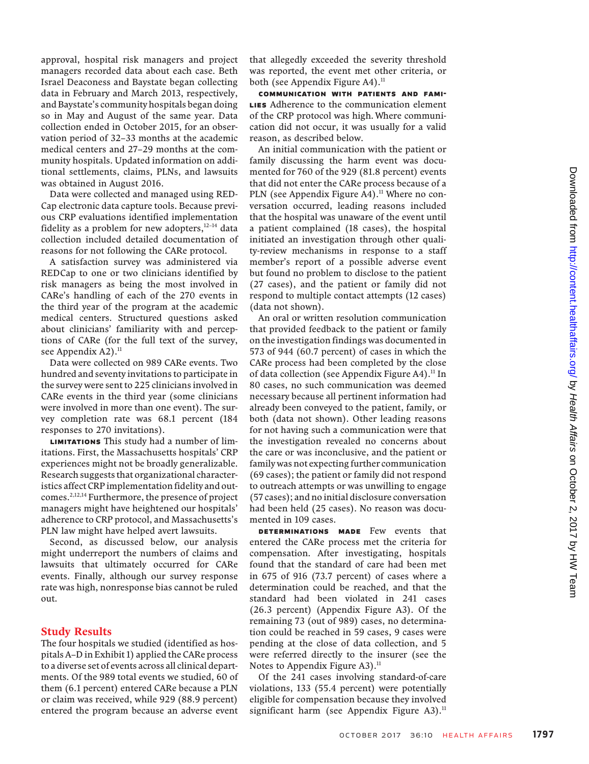approval, hospital risk managers and project managers recorded data about each case. Beth Israel Deaconess and Baystate began collecting data in February and March 2013, respectively, and Baystate's community hospitals began doing so in May and August of the same year. Data collection ended in October 2015, for an observation period of 32–33 months at the academic medical centers and 27–29 months at the community hospitals. Updated information on additional settlements, claims, PLNs, and lawsuits was obtained in August 2016.

Data were collected and managed using REDCap electronic data capture tools. Because previous CRP evaluations identified implementation fidelity as a problem for new adopters,[12–14] data collection included detailed documentation of reasons for not following the CARe protocol.

A satisfaction survey was administered via REDCap to one or two clinicians identified by risk managers as being the most involved in CARe's handling of each of the 270 events in the third year of the program at the academic medical centers. Structured questions asked about clinicians' familiarity with and perceptions of CARe (for the full text of the survey, see Appendix A2).[11]

Data were collected on 989 CARe events. Two hundred and seventy invitations to participate in the survey were sent to 225 clinicians involved in CARe events in the third year (some clinicians were involved in more than one event). The survey completion rate was 68.1 percent (184 responses to 270 invitations).

**Limitations** This study had a number of limitations. First, the Massachusetts hospitals' CRP experiences might not be broadly generalizable. Research suggests that organizational characteristics affect CRP implementation fidelity and outcomes.[2,12,14] Furthermore, the presence of project managers might have heightened our hospitals' adherence to CRP protocol, and Massachusetts's PLN law might have helped avert lawsuits.

Second, as discussed below, our analysis might underreport the numbers of claims and lawsuits that ultimately occurred for CARe events. Finally, although our survey response rate was high, nonresponse bias cannot be ruled out.

## Study Results

The four hospitals we studied (identified as hospitals A–D in Exhibit 1) applied the CARe process to a diverse set of events across all clinical departments. Of the 989 total events we studied, 60 of them (6.1 percent) entered CARe because a PLN or claim was received, while 929 (88.9 percent) entered the program because an adverse event that allegedly exceeded the severity threshold was reported, the event met other criteria, or both (see Appendix Figure A4).[11]

**Communication With Patients And Families** Adherence to the communication element of the CRP protocol was high. Where communication did not occur, it was usually for a valid reason, as described below.

An initial communication with the patient or family discussing the harm event was documented for 760 of the 929 (81.8 percent) events that did not enter the CARe process because of a PLN (see Appendix Figure A4).[11] Where no conversation occurred, leading reasons included that the hospital was unaware of the event until a patient complained (18 cases), the hospital initiated an investigation through other quality-review mechanisms in response to a staff member's report of a possible adverse event but found no problem to disclose to the patient (27 cases), and the patient or family did not respond to multiple contact attempts (12 cases) (data not shown).

An oral or written resolution communication that provided feedback to the patient or family on the investigation findings was documented in 573 of 944 (60.7 percent) of cases in which the CARe process had been completed by the close of data collection (see Appendix Figure A4).[11] In 80 cases, no such communication was deemed necessary because all pertinent information had already been conveyed to the patient, family, or both (data not shown). Other leading reasons for not having such a communication were that the investigation revealed no concerns about the care or was inconclusive, and the patient or family was not expecting further communication (69 cases); the patient or family did not respond to outreach attempts or was unwilling to engage (57 cases); and no initial disclosure conversation had been held (25 cases). No reason was documented in 109 cases.

**Determinations Made** Few events that entered the CARe process met the criteria for compensation. After investigating, hospitals found that the standard of care had been met in 675 of 916 (73.7 percent) of cases where a determination could be reached, and that the standard had been violated in 241 cases (26.3 percent) (Appendix Figure A3). Of the remaining 73 (out of 989) cases, no determination could be reached in 59 cases, 9 cases were pending at the close of data collection, and 5 were referred directly to the insurer (see the Notes to Appendix Figure A3).[11]

Of the 241 cases involving standard-of-care violations, 133 (55.4 percent) were potentially eligible for compensation because they involved significant harm (see Appendix Figure A3).[11]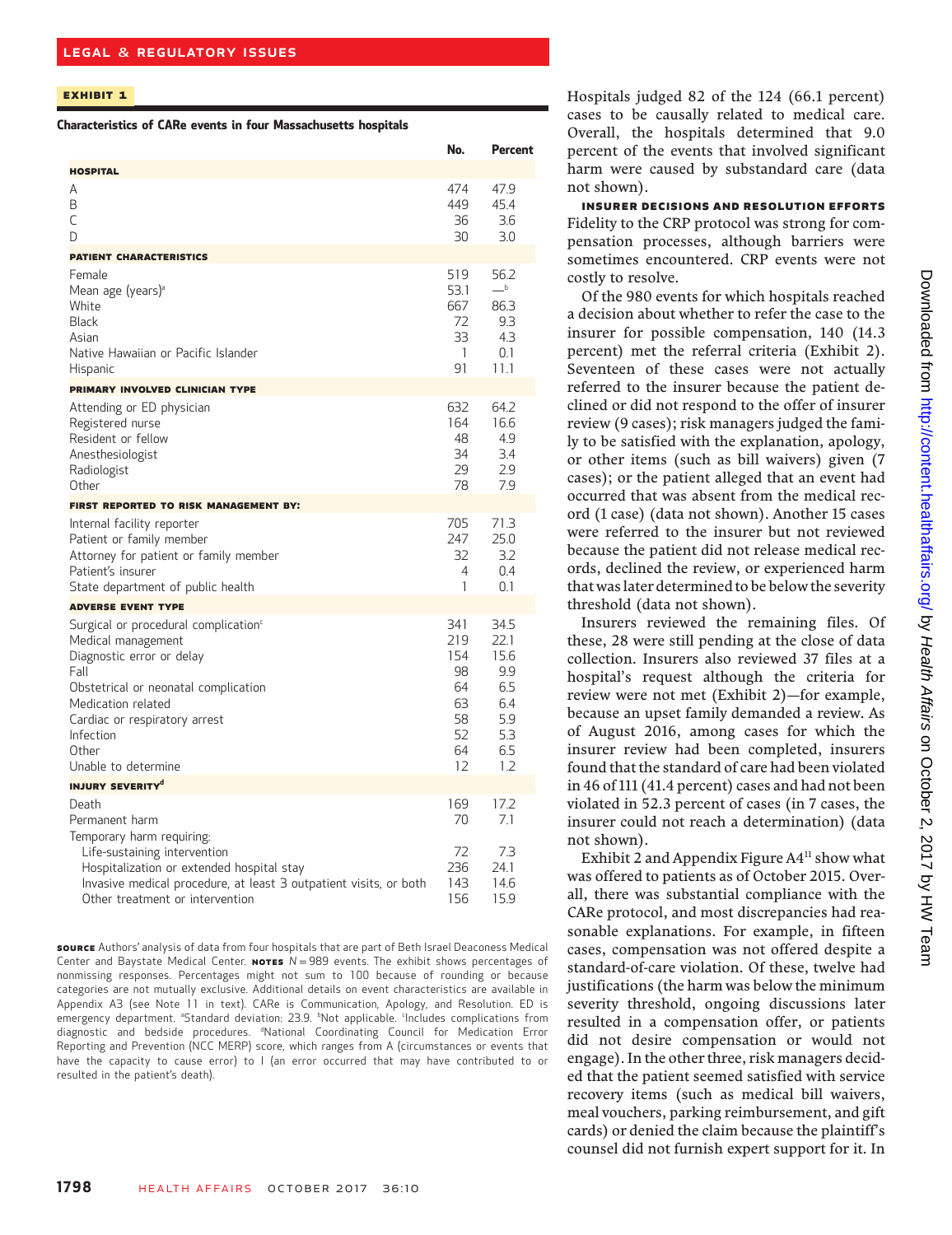**EXHIBIT 1**

**Characteristics of CARe events in four Massachusetts hospitals**

| | No. | Percent |
|---|---|---|
| **HOSPITAL** | | |
| A | 474 | 47.9 |
| B | 449 | 45.4 |
| C | 36 | 3.6 |
| D | 30 | 3.0 |
| **PATIENT CHARACTERISTICS** | | |
| Female | 519 | 56.2 |
| Mean age (years)[a] | 53.1 | —[b] |
| White | 667 | 86.3 |
| Black | 72 | 9.3 |
| Asian | 33 | 4.3 |
| Native Hawaiian or Pacific Islander | 1 | 0.1 |
| Hispanic | 91 | 11.1 |
| **PRIMARY INVOLVED CLINICIAN TYPE** | | |
| Attending or ED physician | 632 | 64.2 |
| Registered nurse | 164 | 16.6 |
| Resident or fellow | 48 | 4.9 |
| Anesthesiologist | 34 | 3.4 |
| Radiologist | 29 | 2.9 |
| Other | 78 | 7.9 |
| **FIRST REPORTED TO RISK MANAGEMENT BY:** | | |
| Internal facility reporter | 705 | 71.3 |
| Patient or family member | 247 | 25.0 |
| Attorney for patient or family member | 32 | 3.2 |
| Patient's insurer | 4 | 0.4 |
| State department of public health | 1 | 0.1 |
| **ADVERSE EVENT TYPE** | | |
| Surgical or procedural complication[c] | 341 | 34.5 |
| Medical management | 219 | 22.1 |
| Diagnostic error or delay | 154 | 15.6 |
| Fall | 98 | 9.9 |
| Obstetrical or neonatal complication | 64 | 6.5 |
| Medication related | 63 | 6.4 |
| Cardiac or respiratory arrest | 58 | 5.9 |
| Infection | 52 | 5.3 |
| Other | 64 | 6.5 |
| Unable to determine | 12 | 1.2 |
| **INJURY SEVERITY[d]** | | |
| Death | 169 | 17.2 |
| Permanent harm | 70 | 7.1 |
| Temporary harm requiring: | | |
| Life-sustaining intervention | 72 | 7.3 |
| Hospitalization or extended hospital stay | 236 | 24.1 |
| Invasive medical procedure, at least 3 outpatient visits, or both | 143 | 14.6 |
| Other treatment or intervention | 156 | 15.9 |

**SOURCE** Authors' analysis of data from four hospitals that are part of Beth Israel Deaconess Medical Center and Baystate Medical Center. **NOTES** $N = 989$ events. The exhibit shows percentages of nonmissing responses. Percentages might not sum to 100 because of rounding or because categories are not mutually exclusive. Additional details on event characteristics are available in Appendix A3 (see Note 11 in text). CARe is Communication, Apology, and Resolution. ED is emergency department. [a]Standard deviation: 23.9. [b]Not applicable. [c]Includes complications from diagnostic and bedside procedures. [d]National Coordinating Council for Medication Error Reporting and Prevention (NCC MERP) score, which ranges from A (circumstances or events that have the capacity to cause error) to I (an error occurred that may have contributed to or resulted in the patient's death).

Hospitals judged 82 of the 124 (66.1 percent) cases to be causally related to medical care. Overall, the hospitals determined that 9.0 percent of the events that involved significant harm were caused by substandard care (data not shown).

**INSURER DECISIONS AND RESOLUTION EFFORTS** Fidelity to the CRP protocol was strong for compensation processes, although barriers were sometimes encountered. CRP events were not costly to resolve.

Of the 980 events for which hospitals reached a decision about whether to refer the case to the insurer for possible compensation, 140 (14.3 percent) met the referral criteria (Exhibit 2). Seventeen of these cases were not actually referred to the insurer because the patient declined or did not respond to the offer of insurer review (9 cases); risk managers judged the family to be satisfied with the explanation, apology, or other items (such as bill waivers) given (7 cases); or the patient alleged that an event had occurred that was absent from the medical record (1 case) (data not shown). Another 15 cases were referred to the insurer but not reviewed because the patient did not release medical records, declined the review, or experienced harm that was later determined to be below the severity threshold (data not shown).

Insurers reviewed the remaining files. Of these, 28 were still pending at the close of data collection. Insurers also reviewed 37 files at a hospital's request although the criteria for review were not met (Exhibit 2)—for example, because an upset family demanded a review. As of August 2016, among cases for which the insurer review had been completed, insurers found that the standard of care had been violated in 46 of 111 (41.4 percent) cases and had not been violated in 52.3 percent of cases (in 7 cases, the insurer could not reach a determination) (data not shown).

Exhibit 2 and Appendix Figure A4[11] show what was offered to patients as of October 2015. Overall, there was substantial compliance with the CARe protocol, and most discrepancies had reasonable explanations. For example, in fifteen cases, compensation was not offered despite a standard-of-care violation. Of these, twelve had justifications (the harm was below the minimum severity threshold, ongoing discussions later resulted in a compensation offer, or patients did not desire compensation or would not engage). In the other three, risk managers decided that the patient seemed satisfied with service recovery items (such as medical bill waivers, meal vouchers, parking reimbursement, and gift cards) or denied the claim because the plaintiff's counsel did not furnish expert support for it. In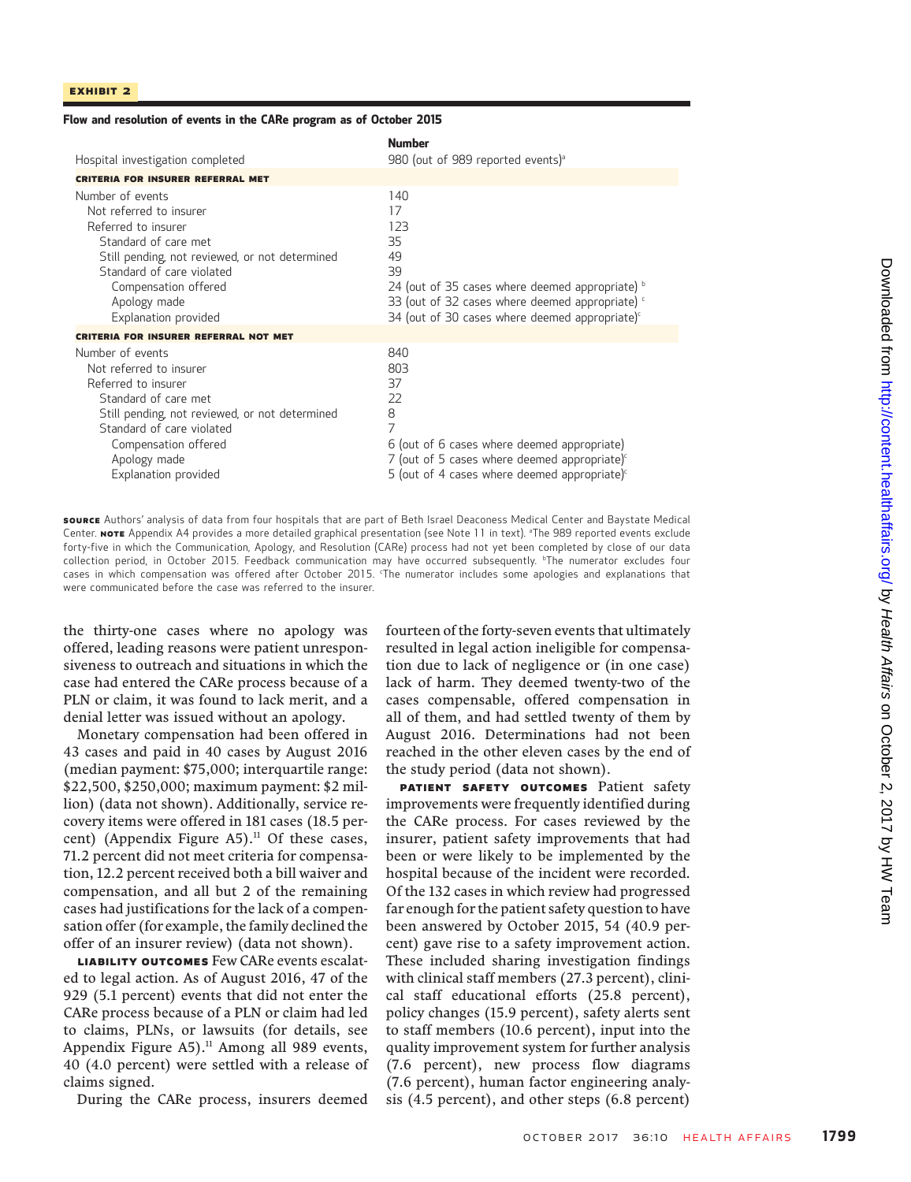**EXHIBIT 2**

**Flow and resolution of events in the CARe program as of October 2015**

| | Number |
|---|---|
| Hospital investigation completed | 980 (out of 989 reported events)[a] |
| **CRITERIA FOR INSURER REFERRAL MET** | |
| Number of events | 140 |
| Not referred to insurer | 17 |
| Referred to insurer | 123 |
| Standard of care met | 35 |
| Still pending, not reviewed, or not determined | 49 |
| Standard of care violated | 39 |
| Compensation offered | 24 (out of 35 cases where deemed appropriate) [b] |
| Apology made | 33 (out of 32 cases where deemed appropriate) [c] |
| Explanation provided | 34 (out of 30 cases where deemed appropriate)[c] |
| **CRITERIA FOR INSURER REFERRAL NOT MET** | |
| Number of events | 840 |
| Not referred to insurer | 803 |
| Referred to insurer | 37 |
| Standard of care met | 22 |
| Still pending, not reviewed, or not determined | 8 |
| Standard of care violated | 7 |
| Compensation offered | 6 (out of 6 cases where deemed appropriate) |
| Apology made | 7 (out of 5 cases where deemed appropriate)[c] |
| Explanation provided | 5 (out of 4 cases where deemed appropriate)[c] |

**SOURCE** Authors' analysis of data from four hospitals that are part of Beth Israel Deaconess Medical Center and Baystate Medical Center. **NOTE** Appendix A4 provides a more detailed graphical presentation (see Note 11 in text). [a]The 989 reported events exclude forty-five in which the Communication, Apology, and Resolution (CARe) process had not yet been completed by close of our data collection period, in October 2015. Feedback communication may have occurred subsequently. [b]The numerator excludes four cases in which compensation was offered after October 2015. [c]The numerator includes some apologies and explanations that were communicated before the case was referred to the insurer.

the thirty-one cases where no apology was offered, leading reasons were patient unresponsiveness to outreach and situations in which the case had entered the CARe process because of a PLN or claim, it was found to lack merit, and a denial letter was issued without an apology.

Monetary compensation had been offered in 43 cases and paid in 40 cases by August 2016 (median payment: $75,000; interquartile range: $22,500, $250,000; maximum payment: $2 million) (data not shown). Additionally, service recovery items were offered in 181 cases (18.5 percent) (Appendix Figure A5).[11] Of these cases, 71.2 percent did not meet criteria for compensation, 12.2 percent received both a bill waiver and compensation, and all but 2 of the remaining cases had justifications for the lack of a compensation offer (for example, the family declined the offer of an insurer review) (data not shown).

**LIABILITY OUTCOMES** Few CARe events escalated to legal action. As of August 2016, 47 of the 929 (5.1 percent) events that did not enter the CARe process because of a PLN or claim had led to claims, PLNs, or lawsuits (for details, see Appendix Figure A5).[11] Among all 989 events, 40 (4.0 percent) were settled with a release of claims signed.

During the CARe process, insurers deemed fourteen of the forty-seven events that ultimately resulted in legal action ineligible for compensation due to lack of negligence or (in one case) lack of harm. They deemed twenty-two of the cases compensable, offered compensation in all of them, and had settled twenty of them by August 2016. Determinations had not been reached in the other eleven cases by the end of the study period (data not shown).

**PATIENT SAFETY OUTCOMES** Patient safety improvements were frequently identified during the CARe process. For cases reviewed by the insurer, patient safety improvements that had been or were likely to be implemented by the hospital because of the incident were recorded. Of the 132 cases in which review had progressed far enough for the patient safety question to have been answered by October 2015, 54 (40.9 percent) gave rise to a safety improvement action. These included sharing investigation findings with clinical staff members (27.3 percent), clinical staff educational efforts (25.8 percent), policy changes (15.9 percent), safety alerts sent to staff members (10.6 percent), input into the quality improvement system for further analysis (7.6 percent), new process flow diagrams (7.6 percent), human factor engineering analysis (4.5 percent), and other steps (6.8 percent)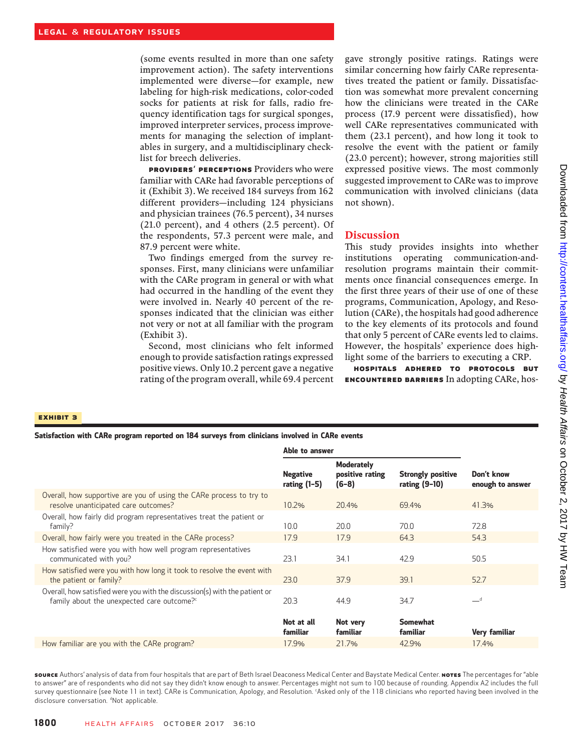(some events resulted in more than one safety improvement action). The safety interventions implemented were diverse—for example, new labeling for high-risk medications, color-coded socks for patients at risk for falls, radio frequency identification tags for surgical sponges, improved interpreter services, process improvements for managing the selection of implantables in surgery, and a multidisciplinary checklist for breech deliveries.

**PROVIDERS' PERCEPTIONS** Providers who were familiar with CARe had favorable perceptions of it (Exhibit 3). We received 184 surveys from 162 different providers—including 124 physicians and physician trainees (76.5 percent), 34 nurses (21.0 percent), and 4 others (2.5 percent). Of the respondents, 57.3 percent were male, and 87.9 percent were white.

Two findings emerged from the survey responses. First, many clinicians were unfamiliar with the CARe program in general or with what had occurred in the handling of the event they were involved in. Nearly 40 percent of the responses indicated that the clinician was either not very or not at all familiar with the program (Exhibit 3).

Second, most clinicians who felt informed enough to provide satisfaction ratings expressed positive views. Only 10.2 percent gave a negative rating of the program overall, while 69.4 percent gave strongly positive ratings. Ratings were similar concerning how fairly CARe representatives treated the patient or family. Dissatisfaction was somewhat more prevalent concerning how the clinicians were treated in the CARe process (17.9 percent were dissatisfied), how well CARe representatives communicated with them (23.1 percent), and how long it took to resolve the event with the patient or family (23.0 percent); however, strong majorities still expressed positive views. The most commonly suggested improvement to CARe was to improve communication with involved clinicians (data not shown).

## Discussion

This study provides insights into whether institutions operating communication-and-resolution programs maintain their commitments once financial consequences emerge. In the first three years of their use of one of these programs, Communication, Apology, and Resolution (CARe), the hospitals had good adherence to the key elements of its protocols and found that only 5 percent of CARe events led to claims. However, the hospitals' experience does highlight some of the barriers to executing a CRP.

**HOSPITALS ADHERED TO PROTOCOLS BUT ENCOUNTERED BARRIERS** In adopting CARe, hos-

**EXHIBIT 3**

**Satisfaction with CARe program reported on 184 surveys from clinicians involved in CARe events**

| | Able to answer | | | |
|---|---|---|---|---|
| | **Negative rating (1–5)** | **Moderately positive rating (6–8)** | **Strongly positive rating (9–10)** | **Don't know enough to answer** |
| Overall, how supportive are you of using the CARe process to try to resolve unanticipated care outcomes? | 10.2% | 20.4% | 69.4% | 41.3% |
| Overall, how fairly did program representatives treat the patient or family? | 10.0 | 20.0 | 70.0 | 72.8 |
| Overall, how fairly were you treated in the CARe process? | 17.9 | 17.9 | 64.3 | 54.3 |
| How satisfied were you with how well program representatives communicated with you? | 23.1 | 34.1 | 42.9 | 50.5 |
| How satisfied were you with how long it took to resolve the event with the patient or family? | 23.0 | 37.9 | 39.1 | 52.7 |
| Overall, how satisfied were you with the discussion(s) with the patient or family about the unexpected care outcome?[c] | 20.3 | 44.9 | 34.7 | —[d] |
| | **Not at all familiar** | **Not very familiar** | **Somewhat familiar** | **Very familiar** |
| How familiar are you with the CARe program? | 17.9% | 21.7% | 42.9% | 17.4% |

**SOURCE** Authors' analysis of data from four hospitals that are part of Beth Israel Deaconess Medical Center and Baystate Medical Center. **NOTES** The percentages for "able to answer" are of respondents who did not say they didn't know enough to answer. Percentages might not sum to 100 because of rounding. Appendix A2 includes the full survey questionnaire (see Note 11 in text). CARe is Communication, Apology, and Resolution. [c]Asked only of the 118 clinicians who reported having been involved in the disclosure conversation. [d]Not applicable.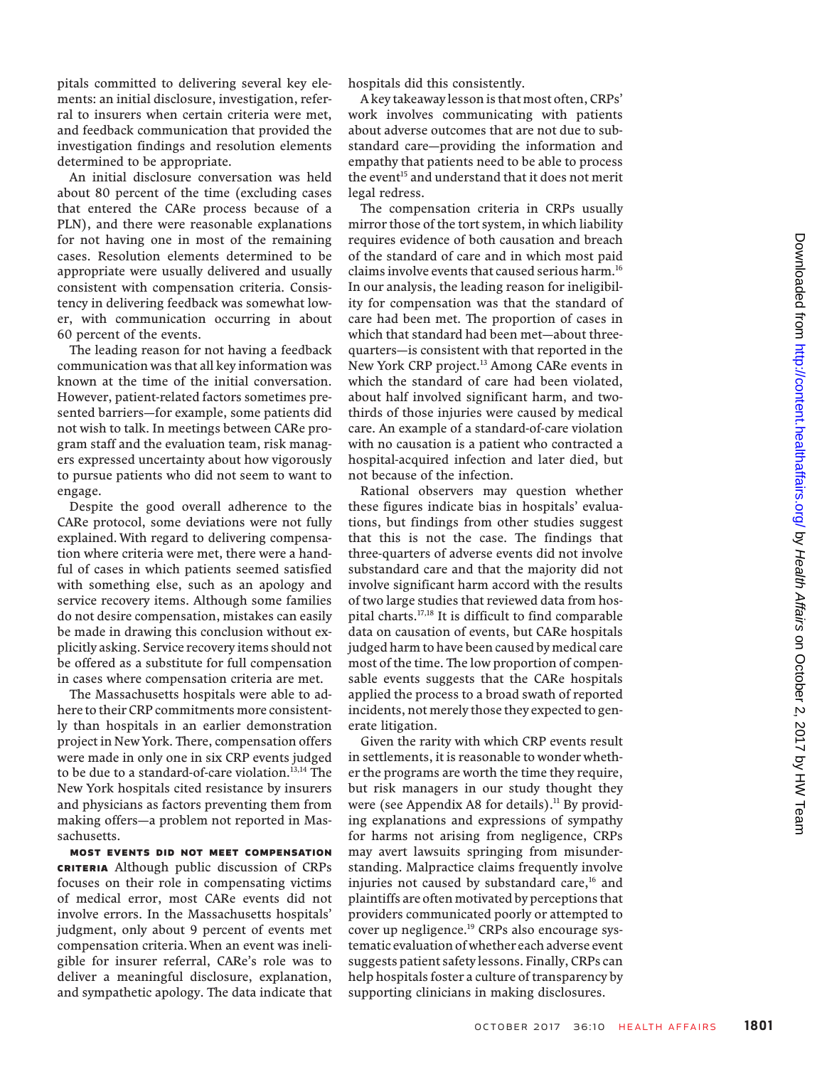pitals committed to delivering several key elements: an initial disclosure, investigation, referral to insurers when certain criteria were met, and feedback communication that provided the investigation findings and resolution elements determined to be appropriate.

An initial disclosure conversation was held about 80 percent of the time (excluding cases that entered the CARe process because of a PLN), and there were reasonable explanations for not having one in most of the remaining cases. Resolution elements determined to be appropriate were usually delivered and usually consistent with compensation criteria. Consistency in delivering feedback was somewhat lower, with communication occurring in about 60 percent of the events.

The leading reason for not having a feedback communication was that all key information was known at the time of the initial conversation. However, patient-related factors sometimes presented barriers—for example, some patients did not wish to talk. In meetings between CARe program staff and the evaluation team, risk managers expressed uncertainty about how vigorously to pursue patients who did not seem to want to engage.

Despite the good overall adherence to the CARe protocol, some deviations were not fully explained. With regard to delivering compensation where criteria were met, there were a handful of cases in which patients seemed satisfied with something else, such as an apology and service recovery items. Although some families do not desire compensation, mistakes can easily be made in drawing this conclusion without explicitly asking. Service recovery items should not be offered as a substitute for full compensation in cases where compensation criteria are met.

The Massachusetts hospitals were able to adhere to their CRP commitments more consistently than hospitals in an earlier demonstration project in New York. There, compensation offers were made in only one in six CRP events judged to be due to a standard-of-care violation.[13,14] The New York hospitals cited resistance by insurers and physicians as factors preventing them from making offers—a problem not reported in Massachusetts.

**MOST EVENTS DID NOT MEET COMPENSATION CRITERIA** Although public discussion of CRPs focuses on their role in compensating victims of medical error, most CARe events did not involve errors. In the Massachusetts hospitals' judgment, only about 9 percent of events met compensation criteria. When an event was ineligible for insurer referral, CARe's role was to deliver a meaningful disclosure, explanation, and sympathetic apology. The data indicate that hospitals did this consistently.

A key takeaway lesson is that most often, CRPs' work involves communicating with patients about adverse outcomes that are not due to substandard care—providing the information and empathy that patients need to be able to process the event[15] and understand that it does not merit legal redress.

The compensation criteria in CRPs usually mirror those of the tort system, in which liability requires evidence of both causation and breach of the standard of care and in which most paid claims involve events that caused serious harm.[16] In our analysis, the leading reason for ineligibility for compensation was that the standard of care had been met. The proportion of cases in which that standard had been met—about three-quarters—is consistent with that reported in the New York CRP project.[13] Among CARe events in which the standard of care had been violated, about half involved significant harm, and two-thirds of those injuries were caused by medical care. An example of a standard-of-care violation with no causation is a patient who contracted a hospital-acquired infection and later died, but not because of the infection.

Rational observers may question whether these figures indicate bias in hospitals' evaluations, but findings from other studies suggest that this is not the case. The findings that three-quarters of adverse events did not involve substandard care and that the majority did not involve significant harm accord with the results of two large studies that reviewed data from hospital charts.[17,18] It is difficult to find comparable data on causation of events, but CARe hospitals judged harm to have been caused by medical care most of the time. The low proportion of compensable events suggests that the CARe hospitals applied the process to a broad swath of reported incidents, not merely those they expected to generate litigation.

Given the rarity with which CRP events result in settlements, it is reasonable to wonder whether the programs are worth the time they require, but risk managers in our study thought they were (see Appendix A8 for details).[11] By providing explanations and expressions of sympathy for harms not arising from negligence, CRPs may avert lawsuits springing from misunderstanding. Malpractice claims frequently involve injuries not caused by substandard care,[16] and plaintiffs are often motivated by perceptions that providers communicated poorly or attempted to cover up negligence.[19] CRPs also encourage systematic evaluation of whether each adverse event suggests patient safety lessons. Finally, CRPs can help hospitals foster a culture of transparency by supporting clinicians in making disclosures.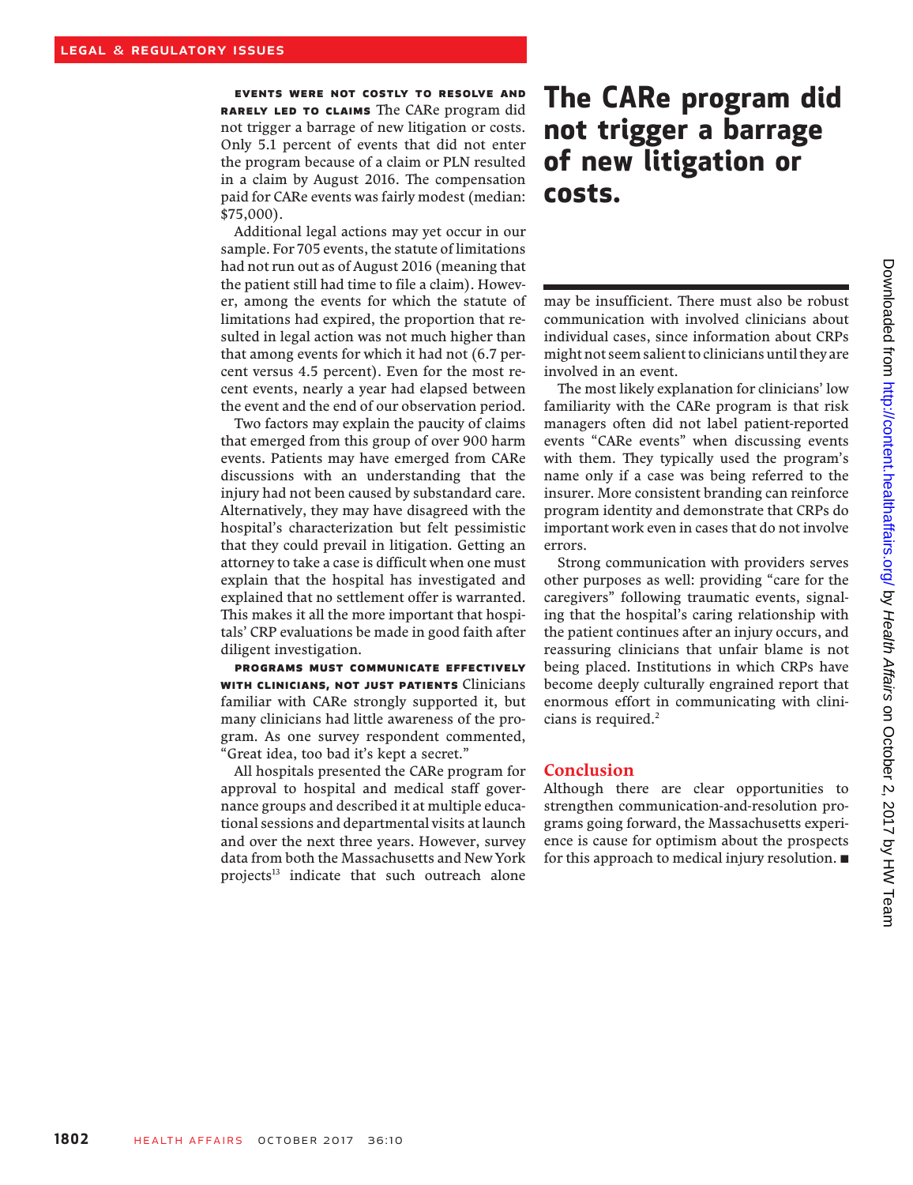**Events were not costly to resolve and rarely led to claims** The CARe program did not trigger a barrage of new litigation or costs. Only 5.1 percent of events that did not enter the program because of a claim or PLN resulted in a claim by August 2016. The compensation paid for CARe events was fairly modest (median: $75,000).

Additional legal actions may yet occur in our sample. For 705 events, the statute of limitations had not run out as of August 2016 (meaning that the patient still had time to file a claim). However, among the events for which the statute of limitations had expired, the proportion that resulted in legal action was not much higher than that among events for which it had not (6.7 percent versus 4.5 percent). Even for the most recent events, nearly a year had elapsed between the event and the end of our observation period.

Two factors may explain the paucity of claims that emerged from this group of over 900 harm events. Patients may have emerged from CARe discussions with an understanding that the injury had not been caused by substandard care. Alternatively, they may have disagreed with the hospital's characterization but felt pessimistic that they could prevail in litigation. Getting an attorney to take a case is difficult when one must explain that the hospital has investigated and explained that no settlement offer is warranted. This makes it all the more important that hospitals' CRP evaluations be made in good faith after diligent investigation.

**Programs must communicate effectively with clinicians, not just patients** Clinicians familiar with CARe strongly supported it, but many clinicians had little awareness of the program. As one survey respondent commented, "Great idea, too bad it's kept a secret."

All hospitals presented the CARe program for approval to hospital and medical staff governance groups and described it at multiple educational sessions and departmental visits at launch and over the next three years. However, survey data from both the Massachusetts and New York projects[13] indicate that such outreach alone may be insufficient. There must also be robust communication with involved clinicians about individual cases, since information about CRPs might not seem salient to clinicians until they are involved in an event.

> **The CARe program did not trigger a barrage of new litigation or costs.**

The most likely explanation for clinicians' low familiarity with the CARe program is that risk managers often did not label patient-reported events "CARe events" when discussing events with them. They typically used the program's name only if a case was being referred to the insurer. More consistent branding can reinforce program identity and demonstrate that CRPs do important work even in cases that do not involve errors.

Strong communication with providers serves other purposes as well: providing "care for the caregivers" following traumatic events, signaling that the hospital's caring relationship with the patient continues after an injury occurs, and reassuring clinicians that unfair blame is not being placed. Institutions in which CRPs have become deeply culturally engrained report that enormous effort in communicating with clinicians is required.[2]

## Conclusion

Although there are clear opportunities to strengthen communication-and-resolution programs going forward, the Massachusetts experience is cause for optimism about the prospects for this approach to medical injury resolution. ■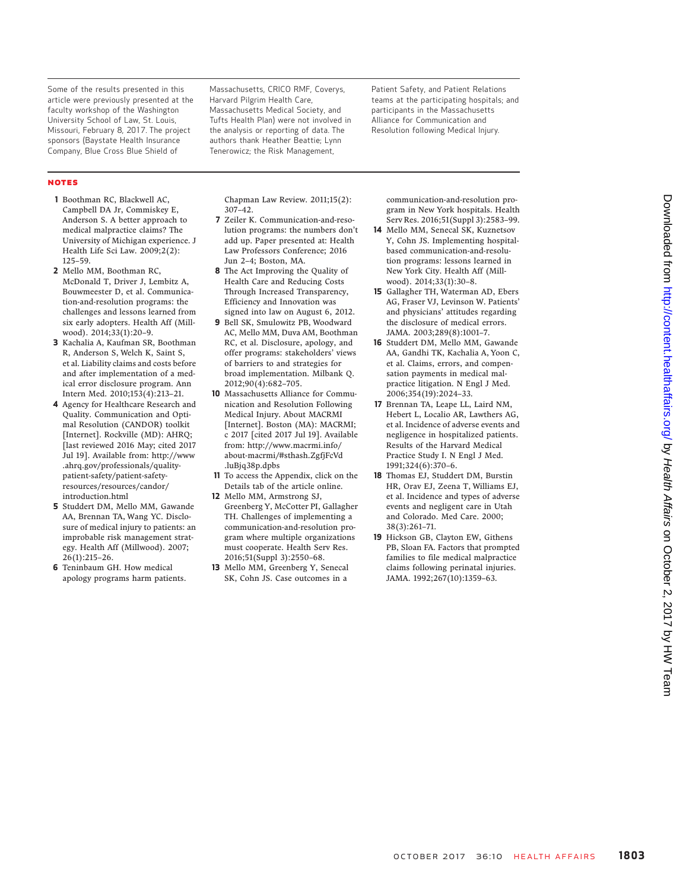Some of the results presented in this article were previously presented at the faculty workshop of the Washington University School of Law, St. Louis, Missouri, February 8, 2017. The project sponsors (Baystate Health Insurance Company, Blue Cross Blue Shield of Massachusetts, CRICO RMF, Coverys, Harvard Pilgrim Health Care, Massachusetts Medical Society, and Tufts Health Plan) were not involved in the analysis or reporting of data. The authors thank Heather Beattie; Lynn Tenerowicz; the Risk Management, Patient Safety, and Patient Relations teams at the participating hospitals; and participants in the Massachusetts Alliance for Communication and Resolution following Medical Injury.

## NOTES

1. Boothman RC, Blackwell AC, Campbell DA Jr, Commiskey E, Anderson S. A better approach to medical malpractice claims? The University of Michigan experience. J Health Life Sci Law. 2009;2(2): 125–59.
2. Mello MM, Boothman RC, McDonald T, Driver J, Lembitz A, Bouwmeester D, et al. Communication-and-resolution programs: the challenges and lessons learned from six early adopters. Health Aff (Millwood). 2014;33(1):20–9.
3. Kachalia A, Kaufman SR, Boothman R, Anderson S, Welch K, Saint S, et al. Liability claims and costs before and after implementation of a medical error disclosure program. Ann Intern Med. 2010;153(4):213–21.
4. Agency for Healthcare Research and Quality. Communication and Optimal Resolution (CANDOR) toolkit [Internet]. Rockville (MD): AHRQ; [last reviewed 2016 May; cited 2017 Jul 19]. Available from: http://www.ahrq.gov/professionals/quality-patient-safety/patient-safety-resources/resources/candor/introduction.html
5. Studdert DM, Mello MM, Gawande AA, Brennan TA, Wang YC. Disclosure of medical injury to patients: an improbable risk management strategy. Health Aff (Millwood). 2007; 26(1):215–26.
6. Teninbaum GH. How medical apology programs harm patients. Chapman Law Review. 2011;15(2): 307–42.
7. Zeiler K. Communication-and-resolution programs: the numbers don't add up. Paper presented at: Health Law Professors Conference; 2016 Jun 2–4; Boston, MA.
8. The Act Improving the Quality of Health Care and Reducing Costs Through Increased Transparency, Efficiency and Innovation was signed into law on August 6, 2012.
9. Bell SK, Smulowitz PB, Woodward AC, Mello MM, Duva AM, Boothman RC, et al. Disclosure, apology, and offer programs: stakeholders' views of barriers to and strategies for broad implementation. Milbank Q. 2012;90(4):682–705.
10. Massachusetts Alliance for Communication and Resolution Following Medical Injury. About MACRMI [Internet]. Boston (MA): MACRMI; c 2017 [cited 2017 Jul 19]. Available from: http://www.macrmi.info/about-macrmi/#sthash.ZgfjFcVd.luBjq38p.dpbs
11. To access the Appendix, click on the Details tab of the article online.
12. Mello MM, Armstrong SJ, Greenberg Y, McCotter PI, Gallagher TH. Challenges of implementing a communication-and-resolution program where multiple organizations must cooperate. Health Serv Res. 2016;51(Suppl 3):2550–68.
13. Mello MM, Greenberg Y, Senecal SK, Cohn JS. Case outcomes in a communication-and-resolution program in New York hospitals. Health Serv Res. 2016;51(Suppl 3):2583–99.
14. Mello MM, Senecal SK, Kuznetsov Y, Cohn JS. Implementing hospital-based communication-and-resolution programs: lessons learned in New York City. Health Aff (Millwood). 2014;33(1):30–8.
15. Gallagher TH, Waterman AD, Ebers AG, Fraser VJ, Levinson W. Patients' and physicians' attitudes regarding the disclosure of medical errors. JAMA. 2003;289(8):1001–7.
16. Studdert DM, Mello MM, Gawande AA, Gandhi TK, Kachalia A, Yoon C, et al. Claims, errors, and compensation payments in medical malpractice litigation. N Engl J Med. 2006;354(19):2024–33.
17. Brennan TA, Leape LL, Laird NM, Hebert L, Localio AR, Lawthers AG, et al. Incidence of adverse events and negligence in hospitalized patients. Results of the Harvard Medical Practice Study I. N Engl J Med. 1991;324(6):370–6.
18. Thomas EJ, Studdert DM, Burstin HR, Orav EJ, Zeena T, Williams EJ, et al. Incidence and types of adverse events and negligent care in Utah and Colorado. Med Care. 2000; 38(3):261–71.
19. Hickson GB, Clayton EW, Githens PB, Sloan FA. Factors that prompted families to file medical malpractice claims following perinatal injuries. JAMA. 1992;267(10):1359–63.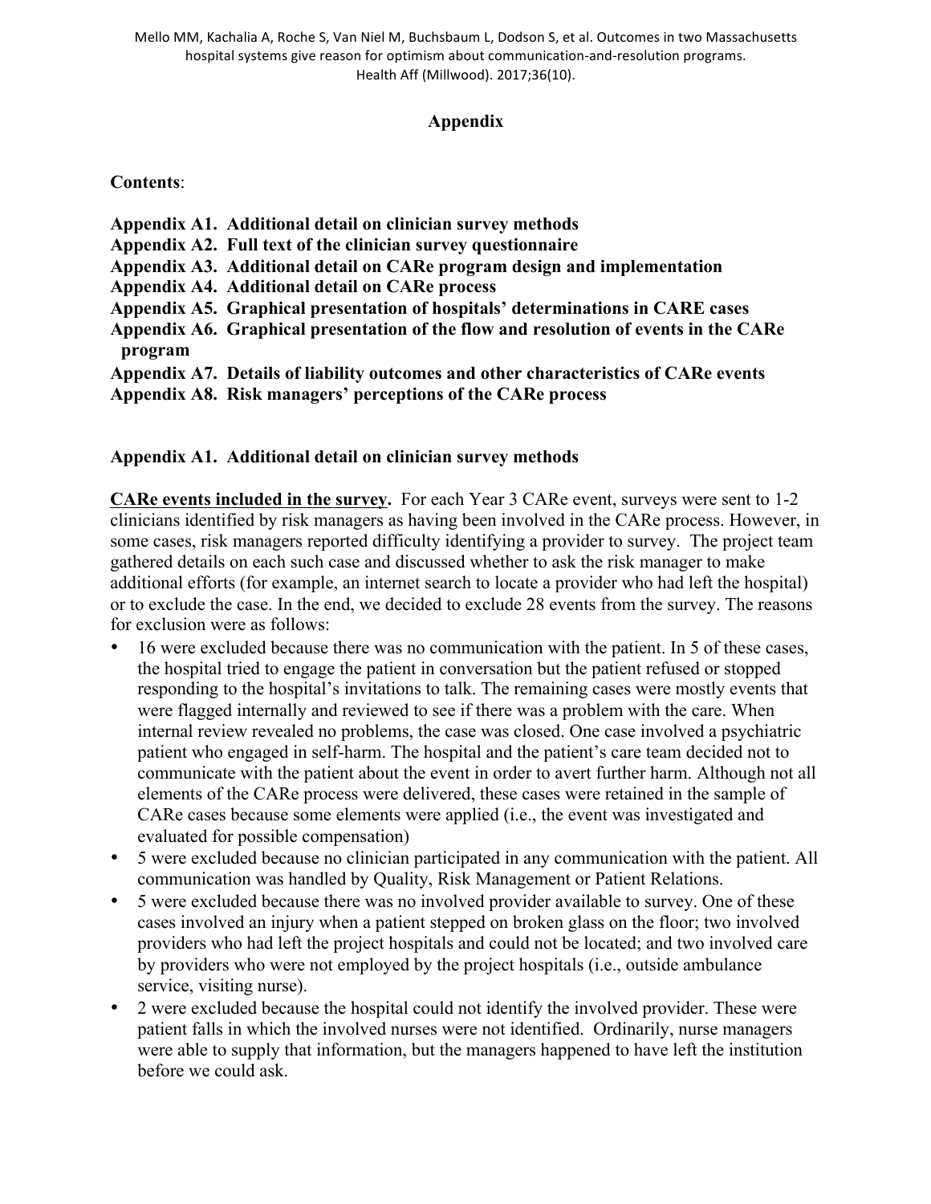# Appendix

**Contents**:

**Appendix A1. Additional detail on clinician survey methods**
**Appendix A2. Full text of the clinician survey questionnaire**
**Appendix A3. Additional detail on CARe program design and implementation**
**Appendix A4. Additional detail on CARe process**
**Appendix A5. Graphical presentation of hospitals' determinations in CARE cases**
**Appendix A6. Graphical presentation of the flow and resolution of events in the CARe program**
**Appendix A7. Details of liability outcomes and other characteristics of CARe events**
**Appendix A8. Risk managers' perceptions of the CARe process**

## Appendix A1. Additional detail on clinician survey methods

**CARe events included in the survey.** For each Year 3 CARe event, surveys were sent to 1-2 clinicians identified by risk managers as having been involved in the CARe process. However, in some cases, risk managers reported difficulty identifying a provider to survey. The project team gathered details on each such case and discussed whether to ask the risk manager to make additional efforts (for example, an internet search to locate a provider who had left the hospital) or to exclude the case. In the end, we decided to exclude 28 events from the survey. The reasons for exclusion were as follows:

- 16 were excluded because there was no communication with the patient. In 5 of these cases, the hospital tried to engage the patient in conversation but the patient refused or stopped responding to the hospital's invitations to talk. The remaining cases were mostly events that were flagged internally and reviewed to see if there was a problem with the care. When internal review revealed no problems, the case was closed. One case involved a psychiatric patient who engaged in self-harm. The hospital and the patient's care team decided not to communicate with the patient about the event in order to avert further harm. Although not all elements of the CARe process were delivered, these cases were retained in the sample of CARe cases because some elements were applied (i.e., the event was investigated and evaluated for possible compensation)
- 5 were excluded because no clinician participated in any communication with the patient. All communication was handled by Quality, Risk Management or Patient Relations.
- 5 were excluded because there was no involved provider available to survey. One of these cases involved an injury when a patient stepped on broken glass on the floor; two involved providers who had left the project hospitals and could not be located; and two involved care by providers who were not employed by the project hospitals (i.e., outside ambulance service, visiting nurse).
- 2 were excluded because the hospital could not identify the involved provider. These were patient falls in which the involved nurses were not identified. Ordinarily, nurse managers were able to supply that information, but the managers happened to have left the institution before we could ask.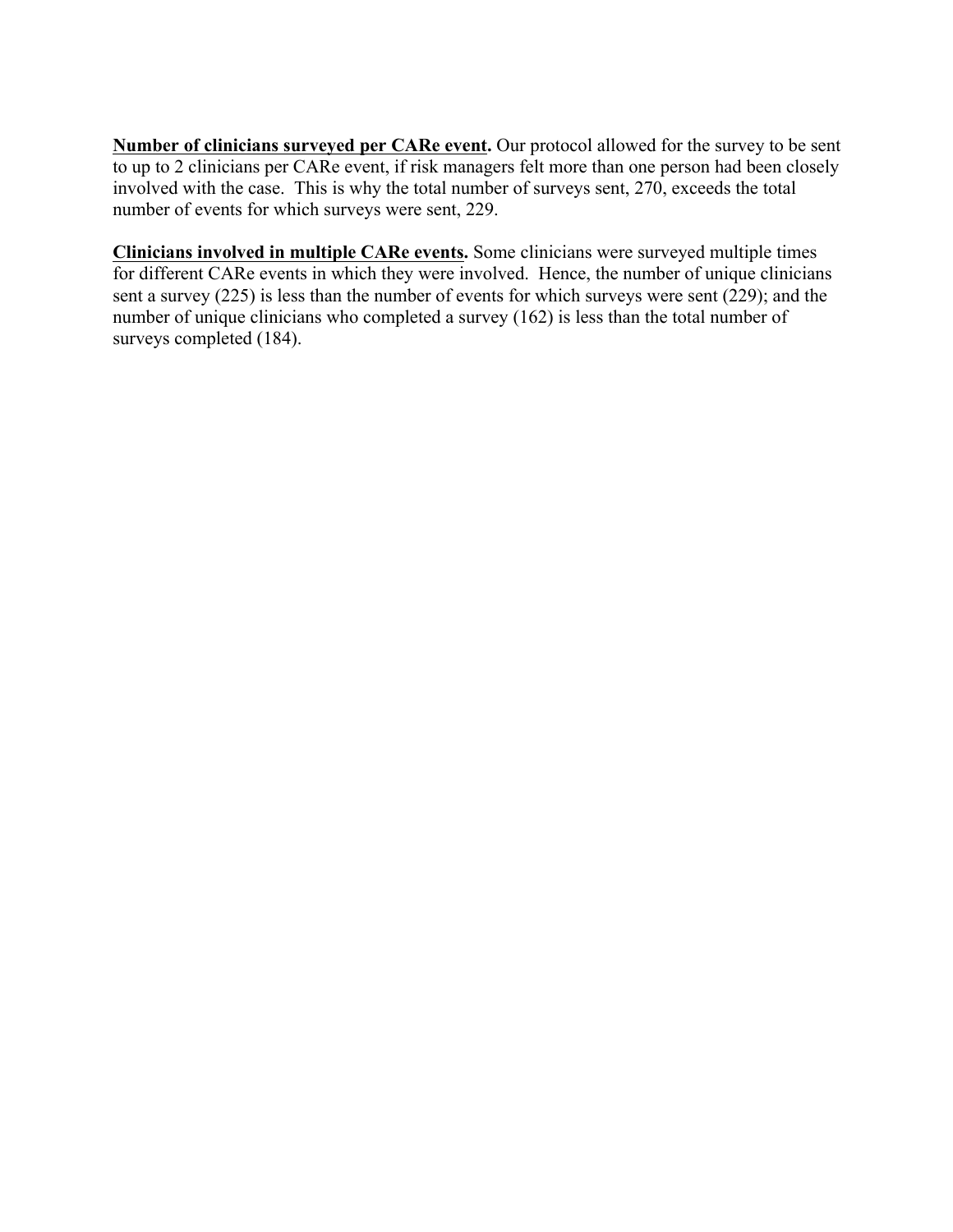**Number of clinicians surveyed per CARe event.** Our protocol allowed for the survey to be sent to up to 2 clinicians per CARe event, if risk managers felt more than one person had been closely involved with the case. This is why the total number of surveys sent, 270, exceeds the total number of events for which surveys were sent, 229.

**Clinicians involved in multiple CARe events.** Some clinicians were surveyed multiple times for different CARe events in which they were involved. Hence, the number of unique clinicians sent a survey (225) is less than the number of events for which surveys were sent (229); and the number of unique clinicians who completed a survey (162) is less than the total number of surveys completed (184).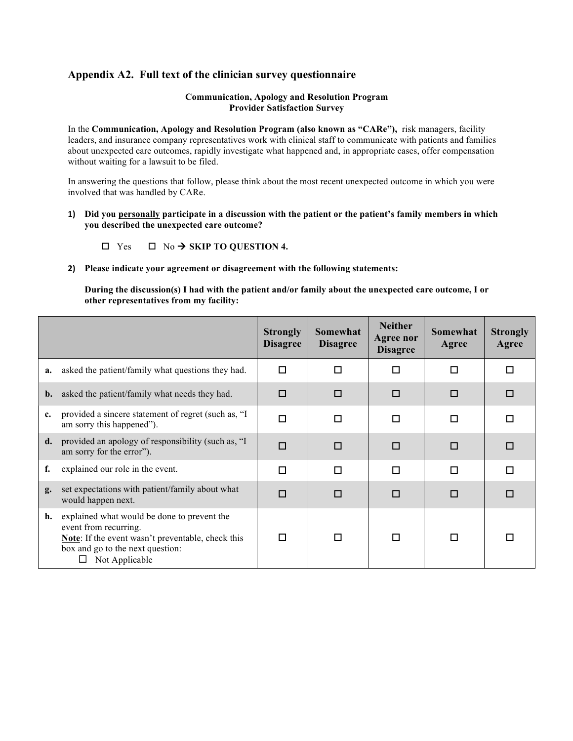## Appendix A2. Full text of the clinician survey questionnaire

**Communication, Apology and Resolution Program**
**Provider Satisfaction Survey**

In the **Communication, Apology and Resolution Program (also known as "CARe"),** risk managers, facility leaders, and insurance company representatives work with clinical staff to communicate with patients and families about unexpected care outcomes, rapidly investigate what happened and, in appropriate cases, offer compensation without waiting for a lawsuit to be filed.

In answering the questions that follow, please think about the most recent unexpected outcome in which you were involved that was handled by CARe.

1) **Did you <u>personally</u> participate in a discussion with the patient or the patient's family members in which you described the unexpected care outcome?**

   ☐ Yes    ☐ No → **SKIP TO QUESTION 4.**

2) **Please indicate your agreement or disagreement with the following statements:**

   **During the discussion(s) I had with the patient and/or family about the unexpected care outcome, I or other representatives from my facility:**

| | Strongly Disagree | Somewhat Disagree | Neither Agree nor Disagree | Somewhat Agree | Strongly Agree |
|---|---|---|---|---|---|
| **a.** asked the patient/family what questions they had. | ☐ | ☐ | ☐ | ☐ | ☐ |
| **b.** asked the patient/family what needs they had. | ☐ | ☐ | ☐ | ☐ | ☐ |
| **c.** provided a sincere statement of regret (such as, "I am sorry this happened"). | ☐ | ☐ | ☐ | ☐ | ☐ |
| **d.** provided an apology of responsibility (such as, "I am sorry for the error"). | ☐ | ☐ | ☐ | ☐ | ☐ |
| **f.** explained our role in the event. | ☐ | ☐ | ☐ | ☐ | ☐ |
| **g.** set expectations with patient/family about what would happen next. | ☐ | ☐ | ☐ | ☐ | ☐ |
| **h.** explained what would be done to prevent the event from recurring. <u>**Note**</u>: If the event wasn't preventable, check this box and go to the next question: ☐ Not Applicable | ☐ | ☐ | ☐ | ☐ | ☐ |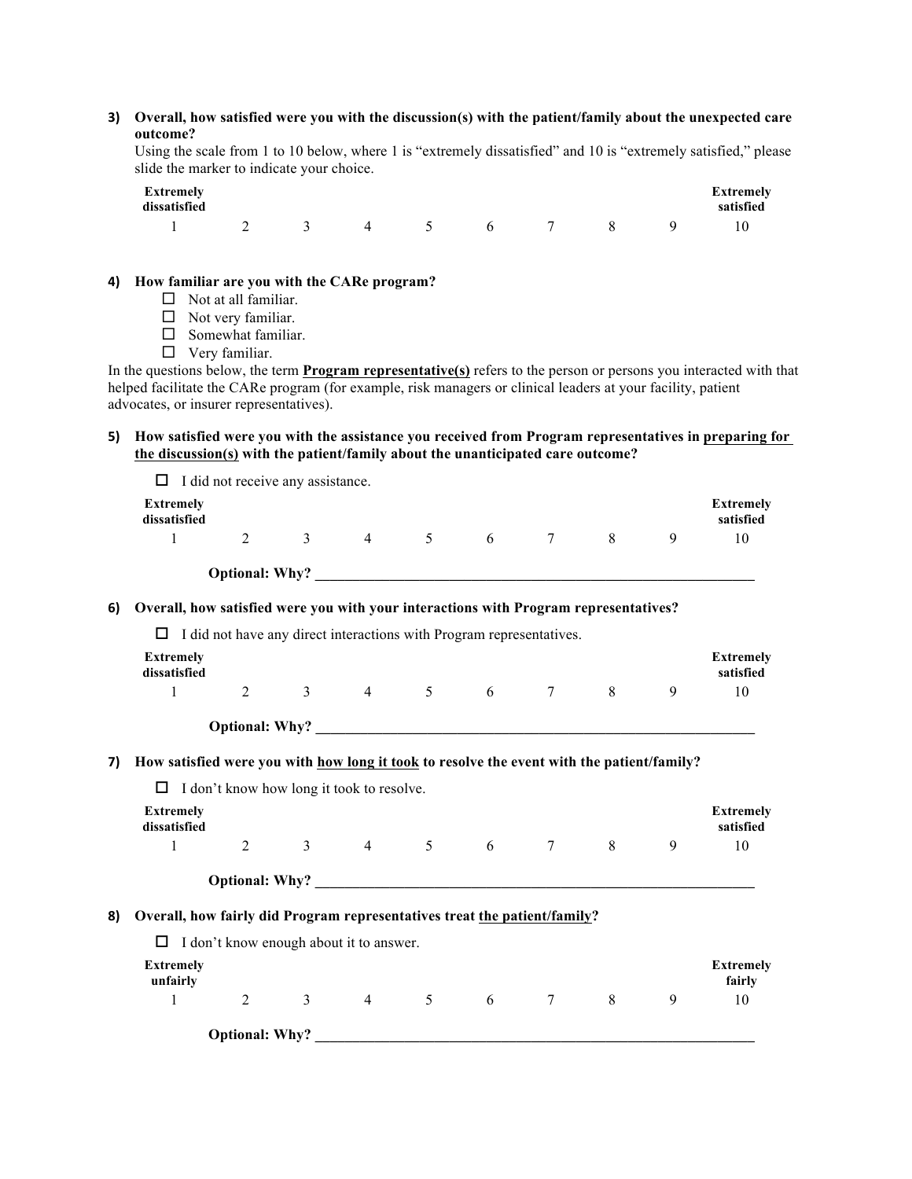**3) Overall, how satisfied were you with the discussion(s) with the patient/family about the unexpected care outcome?**

Using the scale from 1 to 10 below, where 1 is "extremely dissatisfied" and 10 is "extremely satisfied," please slide the marker to indicate your choice.

| Extremely dissatisfied | | | | | | | | | Extremely satisfied |
|---|---|---|---|---|---|---|---|---|---|
| 1 | 2 | 3 | 4 | 5 | 6 | 7 | 8 | 9 | 10 |

**4) How familiar are you with the CARe program?**

- ☐ Not at all familiar.
- ☐ Not very familiar.
- ☐ Somewhat familiar.
- ☐ Very familiar.

In the questions below, the term **Program representative(s)** refers to the person or persons you interacted with that helped facilitate the CARe program (for example, risk managers or clinical leaders at your facility, patient advocates, or insurer representatives).

**5) How satisfied were you with the assistance you received from Program representatives in preparing for the discussion(s) with the patient/family about the unanticipated care outcome?**

☐ I did not receive any assistance.

| Extremely dissatisfied | | | | | | | | | Extremely satisfied |
|---|---|---|---|---|---|---|---|---|---|
| 1 | 2 | 3 | 4 | 5 | 6 | 7 | 8 | 9 | 10 |

**Optional: Why?** ______________________________

**6) Overall, how satisfied were you with your interactions with Program representatives?**

☐ I did not have any direct interactions with Program representatives.

| Extremely dissatisfied | | | | | | | | | Extremely satisfied |
|---|---|---|---|---|---|---|---|---|---|
| 1 | 2 | 3 | 4 | 5 | 6 | 7 | 8 | 9 | 10 |

**Optional: Why?** ______________________________

**7) How satisfied were you with how long it took to resolve the event with the patient/family?**

☐ I don't know how long it took to resolve.

| Extremely dissatisfied | | | | | | | | | Extremely satisfied |
|---|---|---|---|---|---|---|---|---|---|
| 1 | 2 | 3 | 4 | 5 | 6 | 7 | 8 | 9 | 10 |

**Optional: Why?** ______________________________

**8) Overall, how fairly did Program representatives treat the patient/family?**

☐ I don't know enough about it to answer.

| Extremely unfairly | | | | | | | | | Extremely fairly |
|---|---|---|---|---|---|---|---|---|---|
| 1 | 2 | 3 | 4 | 5 | 6 | 7 | 8 | 9 | 10 |

**Optional: Why?** ______________________________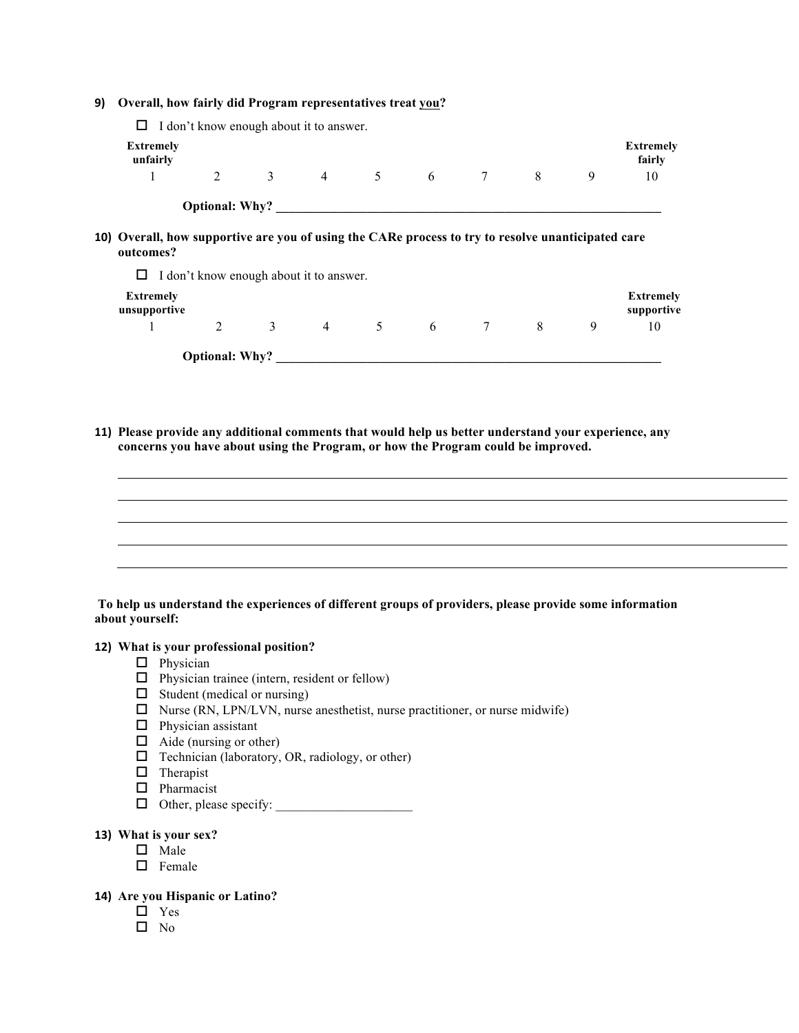**9) Overall, how fairly did Program representatives treat you?**

☐ I don't know enough about it to answer.

| Extremely unfairly | | | | | | | | | Extremely fairly |
|---|---|---|---|---|---|---|---|---|---|
| 1 | 2 | 3 | 4 | 5 | 6 | 7 | 8 | 9 | 10 |

**Optional: Why?** ______________________________________________________________

**10) Overall, how supportive are you of using the CARe process to try to resolve unanticipated care outcomes?**

☐ I don't know enough about it to answer.

| Extremely unsupportive | | | | | | | | | Extremely supportive |
|---|---|---|---|---|---|---|---|---|---|
| 1 | 2 | 3 | 4 | 5 | 6 | 7 | 8 | 9 | 10 |

**Optional: Why?** ______________________________________________________________

**11) Please provide any additional comments that would help us better understand your experience, any concerns you have about using the Program, or how the Program could be improved.**

________________________________________________________________________________

________________________________________________________________________________

________________________________________________________________________________

________________________________________________________________________________

________________________________________________________________________________

**To help us understand the experiences of different groups of providers, please provide some information about yourself:**

**12) What is your professional position?**

- ☐ Physician
- ☐ Physician trainee (intern, resident or fellow)
- ☐ Student (medical or nursing)
- ☐ Nurse (RN, LPN/LVN, nurse anesthetist, nurse practitioner, or nurse midwife)
- ☐ Physician assistant
- ☐ Aide (nursing or other)
- ☐ Technician (laboratory, OR, radiology, or other)
- ☐ Therapist
- ☐ Pharmacist
- ☐ Other, please specify: ____________________

**13) What is your sex?**

- ☐ Male
- ☐ Female

**14) Are you Hispanic or Latino?**

- ☐ Yes
- ☐ No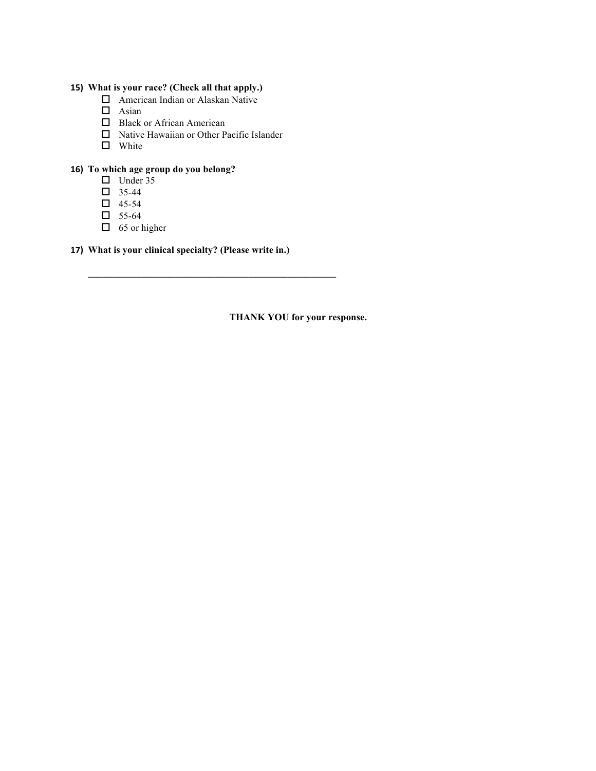**15) What is your race? (Check all that apply.)**

- ☐ American Indian or Alaskan Native
- ☐ Asian
- ☐ Black or African American
- ☐ Native Hawaiian or Other Pacific Islander
- ☐ White

**16) To which age group do you belong?**

- ☐ Under 35
- ☐ 35-44
- ☐ 45-54
- ☐ 55-64
- ☐ 65 or higher

**17) What is your clinical specialty? (Please write in.)**

\_\_\_\_\_\_\_\_\_\_\_\_\_\_\_\_\_\_\_\_\_\_\_\_\_\_\_\_\_\_\_\_\_\_\_\_\_\_\_\_\_\_\_\_\_\_\_\_

**THANK YOU for your response.**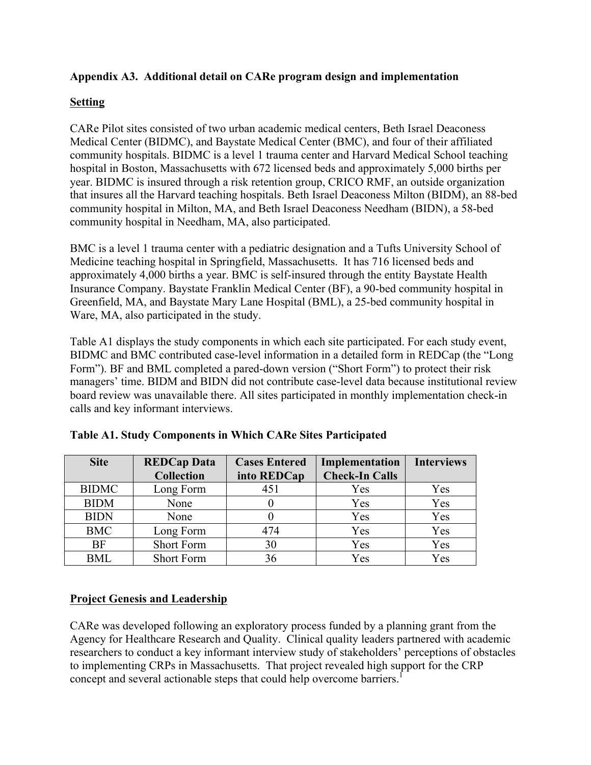## Appendix A3. Additional detail on CARe program design and implementation

### Setting

CARe Pilot sites consisted of two urban academic medical centers, Beth Israel Deaconess Medical Center (BIDMC), and Baystate Medical Center (BMC), and four of their affiliated community hospitals. BIDMC is a level 1 trauma center and Harvard Medical School teaching hospital in Boston, Massachusetts with 672 licensed beds and approximately 5,000 births per year. BIDMC is insured through a risk retention group, CRICO RMF, an outside organization that insures all the Harvard teaching hospitals. Beth Israel Deaconess Milton (BIDM), an 88-bed community hospital in Milton, MA, and Beth Israel Deaconess Needham (BIDN), a 58-bed community hospital in Needham, MA, also participated.

BMC is a level 1 trauma center with a pediatric designation and a Tufts University School of Medicine teaching hospital in Springfield, Massachusetts. It has 716 licensed beds and approximately 4,000 births a year. BMC is self-insured through the entity Baystate Health Insurance Company. Baystate Franklin Medical Center (BF), a 90-bed community hospital in Greenfield, MA, and Baystate Mary Lane Hospital (BML), a 25-bed community hospital in Ware, MA, also participated in the study.

Table A1 displays the study components in which each site participated. For each study event, BIDMC and BMC contributed case-level information in a detailed form in REDCap (the "Long Form"). BF and BML completed a pared-down version ("Short Form") to protect their risk managers' time. BIDM and BIDN did not contribute case-level data because institutional review board review was unavailable there. All sites participated in monthly implementation check-in calls and key informant interviews.

**Table A1. Study Components in Which CARe Sites Participated**

| Site | REDCap Data Collection | Cases Entered into REDCap | Implementation Check-In Calls | Interviews |
|---|---|---|---|---|
| BIDMC | Long Form | 451 | Yes | Yes |
| BIDM | None | 0 | Yes | Yes |
| BIDN | None | 0 | Yes | Yes |
| BMC | Long Form | 474 | Yes | Yes |
| BF | Short Form | 30 | Yes | Yes |
| BML | Short Form | 36 | Yes | Yes |

### Project Genesis and Leadership

CARe was developed following an exploratory process funded by a planning grant from the Agency for Healthcare Research and Quality. Clinical quality leaders partnered with academic researchers to conduct a key informant interview study of stakeholders' perceptions of obstacles to implementing CRPs in Massachusetts. That project revealed high support for the CRP concept and several actionable steps that could help overcome barriers.[1]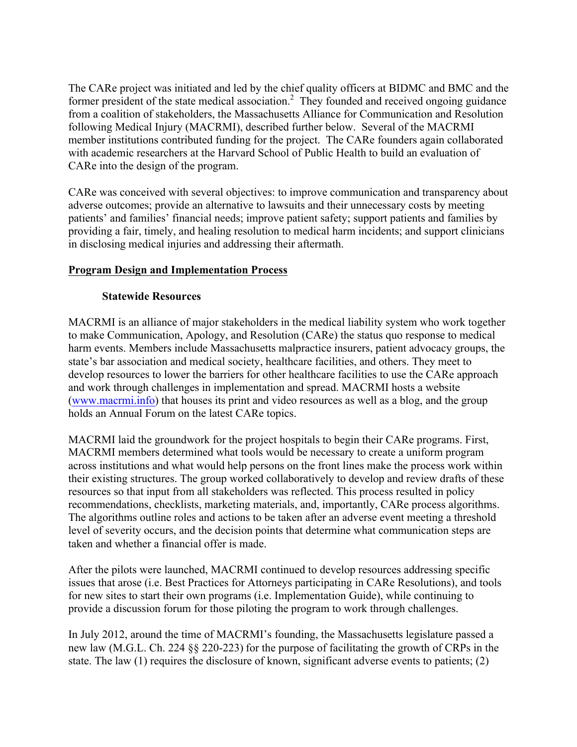The CARe project was initiated and led by the chief quality officers at BIDMC and BMC and the former president of the state medical association.[2] They founded and received ongoing guidance from a coalition of stakeholders, the Massachusetts Alliance for Communication and Resolution following Medical Injury (MACRMI), described further below. Several of the MACRMI member institutions contributed funding for the project. The CARe founders again collaborated with academic researchers at the Harvard School of Public Health to build an evaluation of CARe into the design of the program.

CARe was conceived with several objectives: to improve communication and transparency about adverse outcomes; provide an alternative to lawsuits and their unnecessary costs by meeting patients' and families' financial needs; improve patient safety; support patients and families by providing a fair, timely, and healing resolution to medical harm incidents; and support clinicians in disclosing medical injuries and addressing their aftermath.

## Program Design and Implementation Process

### Statewide Resources

MACRMI is an alliance of major stakeholders in the medical liability system who work together to make Communication, Apology, and Resolution (CARe) the status quo response to medical harm events. Members include Massachusetts malpractice insurers, patient advocacy groups, the state's bar association and medical society, healthcare facilities, and others. They meet to develop resources to lower the barriers for other healthcare facilities to use the CARe approach and work through challenges in implementation and spread. MACRMI hosts a website (www.macrmi.info) that houses its print and video resources as well as a blog, and the group holds an Annual Forum on the latest CARe topics.

MACRMI laid the groundwork for the project hospitals to begin their CARe programs. First, MACRMI members determined what tools would be necessary to create a uniform program across institutions and what would help persons on the front lines make the process work within their existing structures. The group worked collaboratively to develop and review drafts of these resources so that input from all stakeholders was reflected. This process resulted in policy recommendations, checklists, marketing materials, and, importantly, CARe process algorithms. The algorithms outline roles and actions to be taken after an adverse event meeting a threshold level of severity occurs, and the decision points that determine what communication steps are taken and whether a financial offer is made.

After the pilots were launched, MACRMI continued to develop resources addressing specific issues that arose (i.e. Best Practices for Attorneys participating in CARe Resolutions), and tools for new sites to start their own programs (i.e. Implementation Guide), while continuing to provide a discussion forum for those piloting the program to work through challenges.

In July 2012, around the time of MACRMI's founding, the Massachusetts legislature passed a new law (M.G.L. Ch. 224 §§ 220-223) for the purpose of facilitating the growth of CRPs in the state. The law (1) requires the disclosure of known, significant adverse events to patients; (2)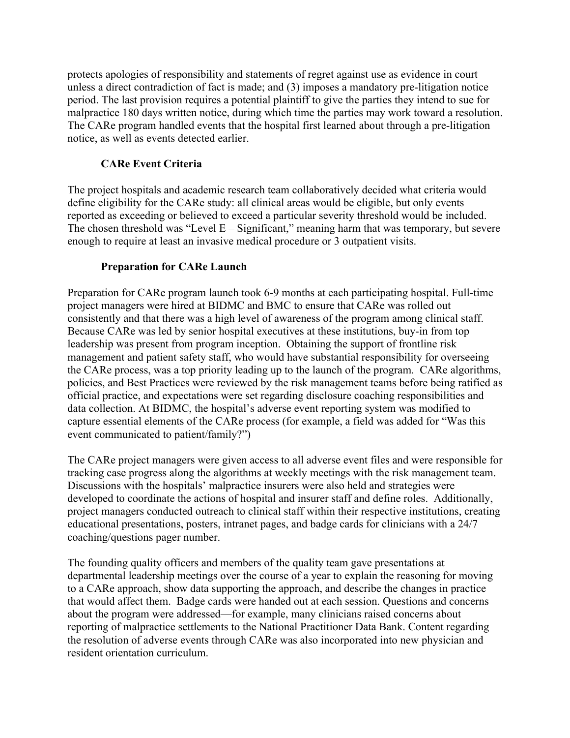protects apologies of responsibility and statements of regret against use as evidence in court unless a direct contradiction of fact is made; and (3) imposes a mandatory pre-litigation notice period. The last provision requires a potential plaintiff to give the parties they intend to sue for malpractice 180 days written notice, during which time the parties may work toward a resolution. The CARe program handled events that the hospital first learned about through a pre-litigation notice, as well as events detected earlier.

### CARe Event Criteria

The project hospitals and academic research team collaboratively decided what criteria would define eligibility for the CARe study: all clinical areas would be eligible, but only events reported as exceeding or believed to exceed a particular severity threshold would be included. The chosen threshold was "Level E – Significant," meaning harm that was temporary, but severe enough to require at least an invasive medical procedure or 3 outpatient visits.

### Preparation for CARe Launch

Preparation for CARe program launch took 6-9 months at each participating hospital. Full-time project managers were hired at BIDMC and BMC to ensure that CARe was rolled out consistently and that there was a high level of awareness of the program among clinical staff. Because CARe was led by senior hospital executives at these institutions, buy-in from top leadership was present from program inception. Obtaining the support of frontline risk management and patient safety staff, who would have substantial responsibility for overseeing the CARe process, was a top priority leading up to the launch of the program. CARe algorithms, policies, and Best Practices were reviewed by the risk management teams before being ratified as official practice, and expectations were set regarding disclosure coaching responsibilities and data collection. At BIDMC, the hospital's adverse event reporting system was modified to capture essential elements of the CARe process (for example, a field was added for "Was this event communicated to patient/family?")

The CARe project managers were given access to all adverse event files and were responsible for tracking case progress along the algorithms at weekly meetings with the risk management team. Discussions with the hospitals' malpractice insurers were also held and strategies were developed to coordinate the actions of hospital and insurer staff and define roles. Additionally, project managers conducted outreach to clinical staff within their respective institutions, creating educational presentations, posters, intranet pages, and badge cards for clinicians with a 24/7 coaching/questions pager number.

The founding quality officers and members of the quality team gave presentations at departmental leadership meetings over the course of a year to explain the reasoning for moving to a CARe approach, show data supporting the approach, and describe the changes in practice that would affect them. Badge cards were handed out at each session. Questions and concerns about the program were addressed—for example, many clinicians raised concerns about reporting of malpractice settlements to the National Practitioner Data Bank. Content regarding the resolution of adverse events through CARe was also incorporated into new physician and resident orientation curriculum.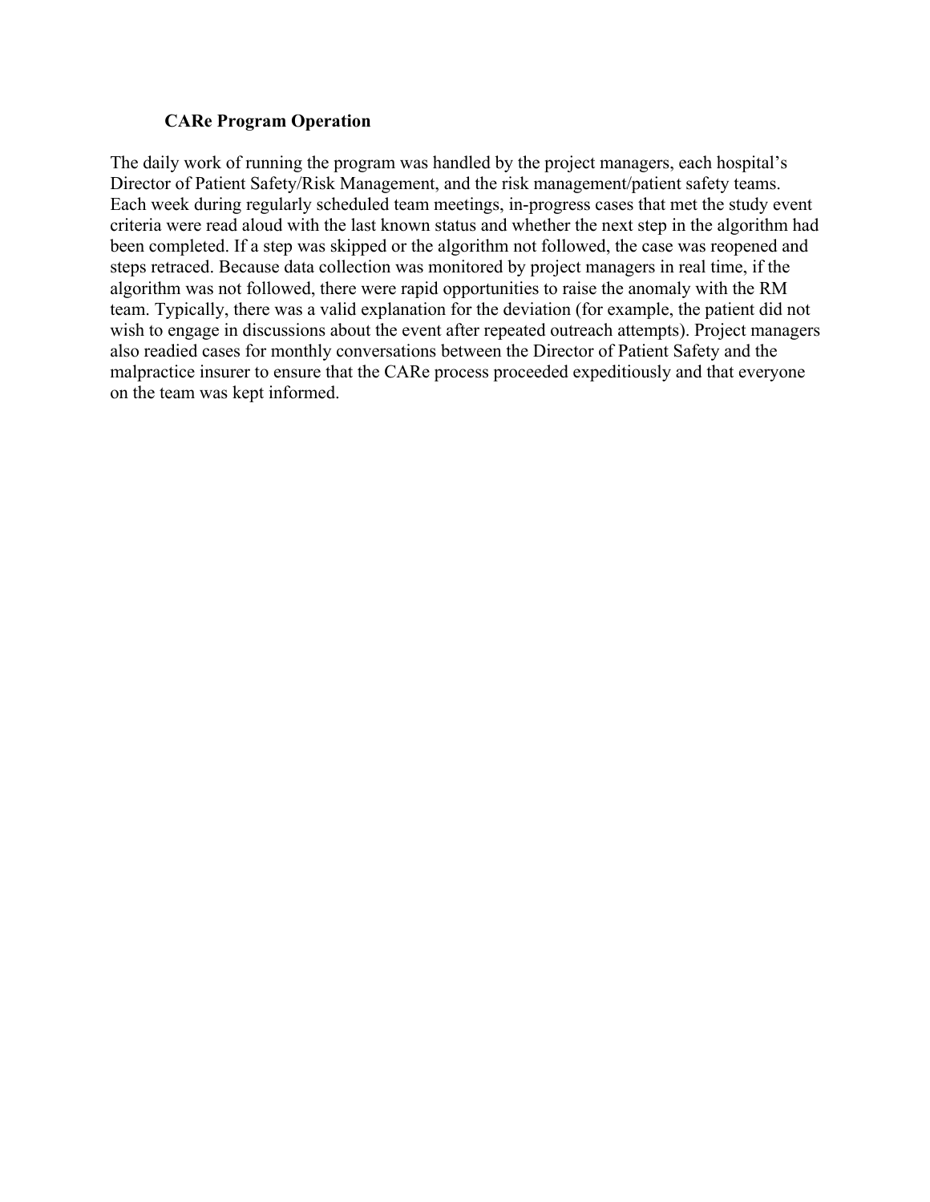### CARe Program Operation

The daily work of running the program was handled by the project managers, each hospital's Director of Patient Safety/Risk Management, and the risk management/patient safety teams. Each week during regularly scheduled team meetings, in-progress cases that met the study event criteria were read aloud with the last known status and whether the next step in the algorithm had been completed. If a step was skipped or the algorithm not followed, the case was reopened and steps retraced. Because data collection was monitored by project managers in real time, if the algorithm was not followed, there were rapid opportunities to raise the anomaly with the RM team. Typically, there was a valid explanation for the deviation (for example, the patient did not wish to engage in discussions about the event after repeated outreach attempts). Project managers also readied cases for monthly conversations between the Director of Patient Safety and the malpractice insurer to ensure that the CARe process proceeded expeditiously and that everyone on the team was kept informed.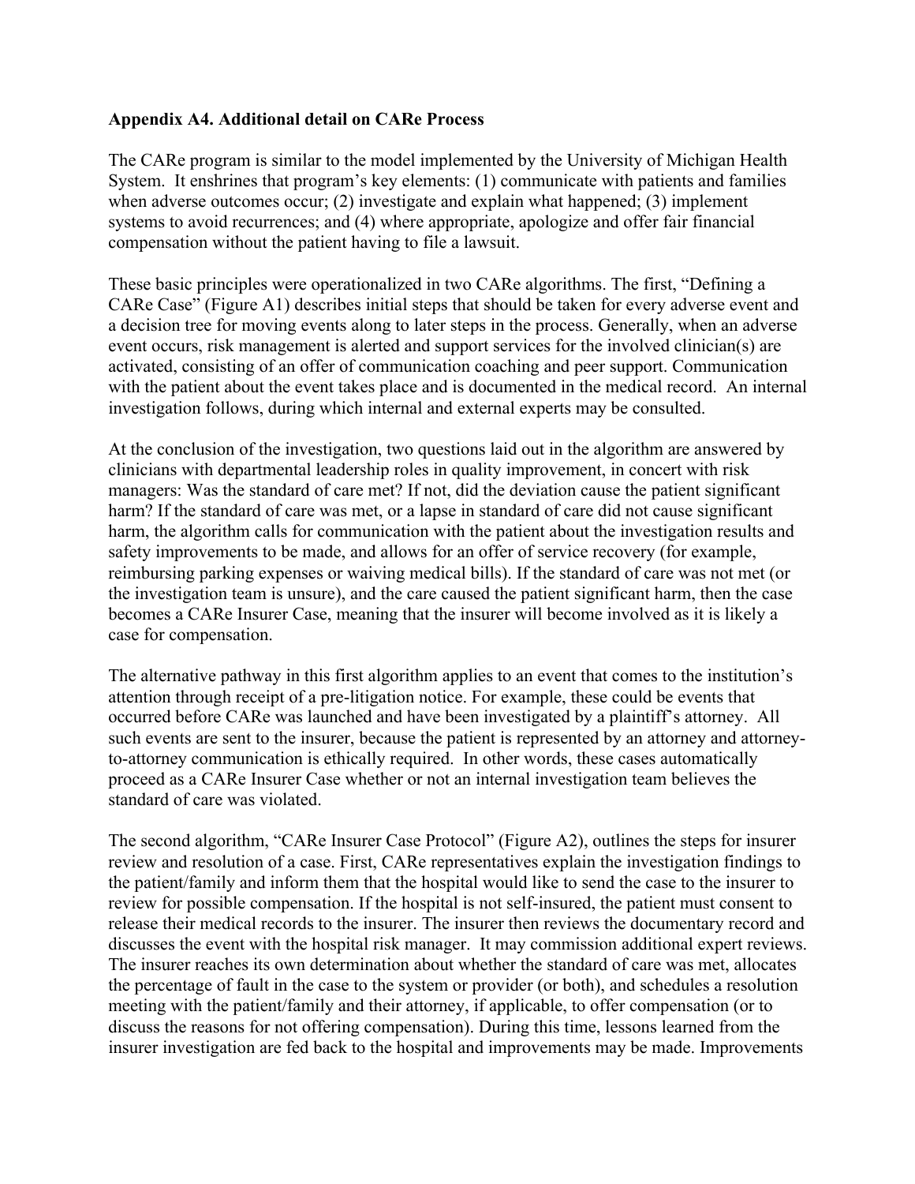**Appendix A4. Additional detail on CARe Process**

The CARe program is similar to the model implemented by the University of Michigan Health System. It enshrines that program's key elements: (1) communicate with patients and families when adverse outcomes occur; (2) investigate and explain what happened; (3) implement systems to avoid recurrences; and (4) where appropriate, apologize and offer fair financial compensation without the patient having to file a lawsuit.

These basic principles were operationalized in two CARe algorithms. The first, "Defining a CARe Case" (Figure A1) describes initial steps that should be taken for every adverse event and a decision tree for moving events along to later steps in the process. Generally, when an adverse event occurs, risk management is alerted and support services for the involved clinician(s) are activated, consisting of an offer of communication coaching and peer support. Communication with the patient about the event takes place and is documented in the medical record. An internal investigation follows, during which internal and external experts may be consulted.

At the conclusion of the investigation, two questions laid out in the algorithm are answered by clinicians with departmental leadership roles in quality improvement, in concert with risk managers: Was the standard of care met? If not, did the deviation cause the patient significant harm? If the standard of care was met, or a lapse in standard of care did not cause significant harm, the algorithm calls for communication with the patient about the investigation results and safety improvements to be made, and allows for an offer of service recovery (for example, reimbursing parking expenses or waiving medical bills). If the standard of care was not met (or the investigation team is unsure), and the care caused the patient significant harm, then the case becomes a CARe Insurer Case, meaning that the insurer will become involved as it is likely a case for compensation.

The alternative pathway in this first algorithm applies to an event that comes to the institution's attention through receipt of a pre-litigation notice. For example, these could be events that occurred before CARe was launched and have been investigated by a plaintiff's attorney. All such events are sent to the insurer, because the patient is represented by an attorney and attorney-to-attorney communication is ethically required. In other words, these cases automatically proceed as a CARe Insurer Case whether or not an internal investigation team believes the standard of care was violated.

The second algorithm, "CARe Insurer Case Protocol" (Figure A2), outlines the steps for insurer review and resolution of a case. First, CARe representatives explain the investigation findings to the patient/family and inform them that the hospital would like to send the case to the insurer to review for possible compensation. If the hospital is not self-insured, the patient must consent to release their medical records to the insurer. The insurer then reviews the documentary record and discusses the event with the hospital risk manager. It may commission additional expert reviews. The insurer reaches its own determination about whether the standard of care was met, allocates the percentage of fault in the case to the system or provider (or both), and schedules a resolution meeting with the patient/family and their attorney, if applicable, to offer compensation (or to discuss the reasons for not offering compensation). During this time, lessons learned from the insurer investigation are fed back to the hospital and improvements may be made. Improvements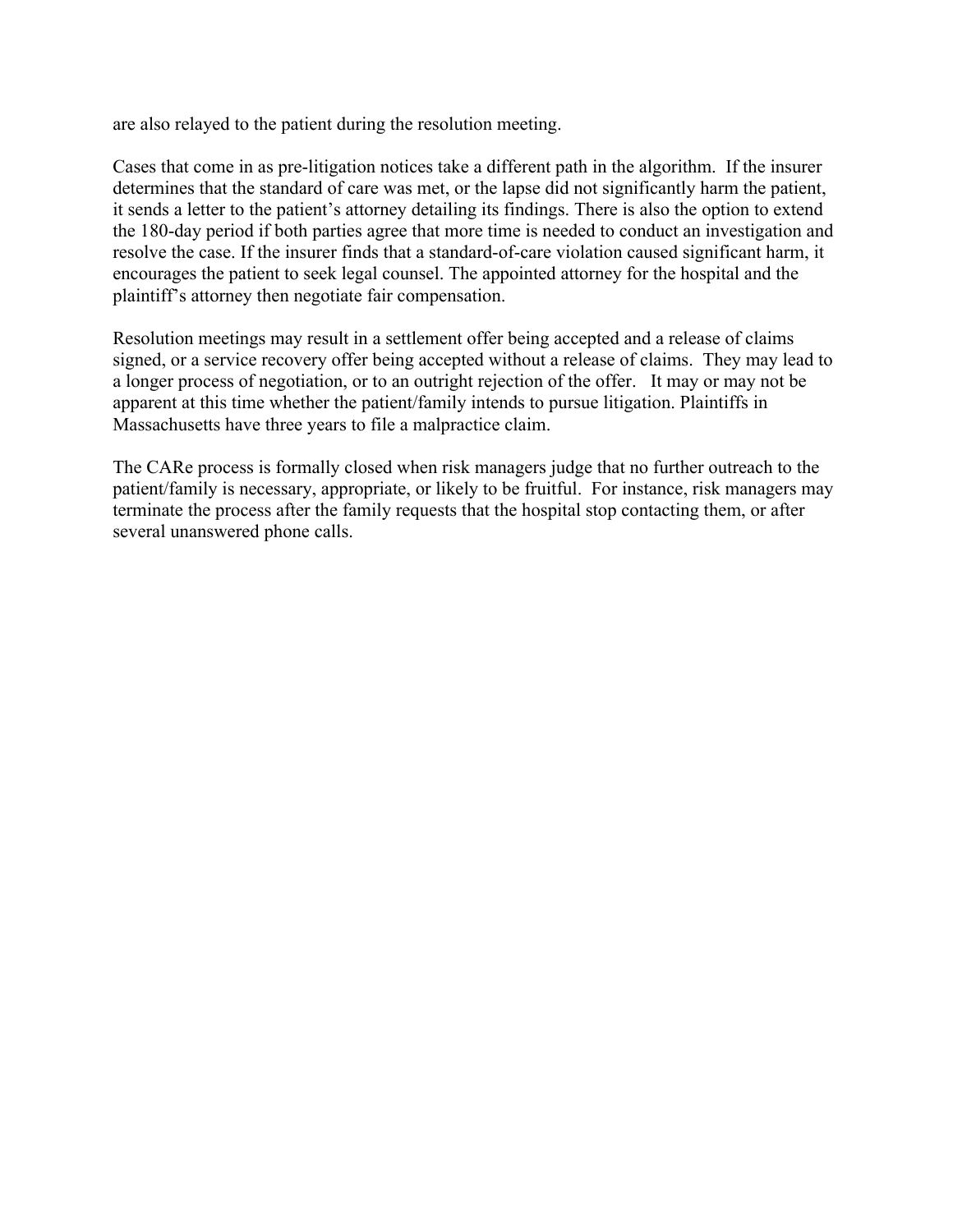are also relayed to the patient during the resolution meeting.

Cases that come in as pre-litigation notices take a different path in the algorithm. If the insurer determines that the standard of care was met, or the lapse did not significantly harm the patient, it sends a letter to the patient's attorney detailing its findings. There is also the option to extend the 180-day period if both parties agree that more time is needed to conduct an investigation and resolve the case. If the insurer finds that a standard-of-care violation caused significant harm, it encourages the patient to seek legal counsel. The appointed attorney for the hospital and the plaintiff's attorney then negotiate fair compensation.

Resolution meetings may result in a settlement offer being accepted and a release of claims signed, or a service recovery offer being accepted without a release of claims. They may lead to a longer process of negotiation, or to an outright rejection of the offer. It may or may not be apparent at this time whether the patient/family intends to pursue litigation. Plaintiffs in Massachusetts have three years to file a malpractice claim.

The CARe process is formally closed when risk managers judge that no further outreach to the patient/family is necessary, appropriate, or likely to be fruitful. For instance, risk managers may terminate the process after the family requests that the hospital stop contacting them, or after several unanswered phone calls.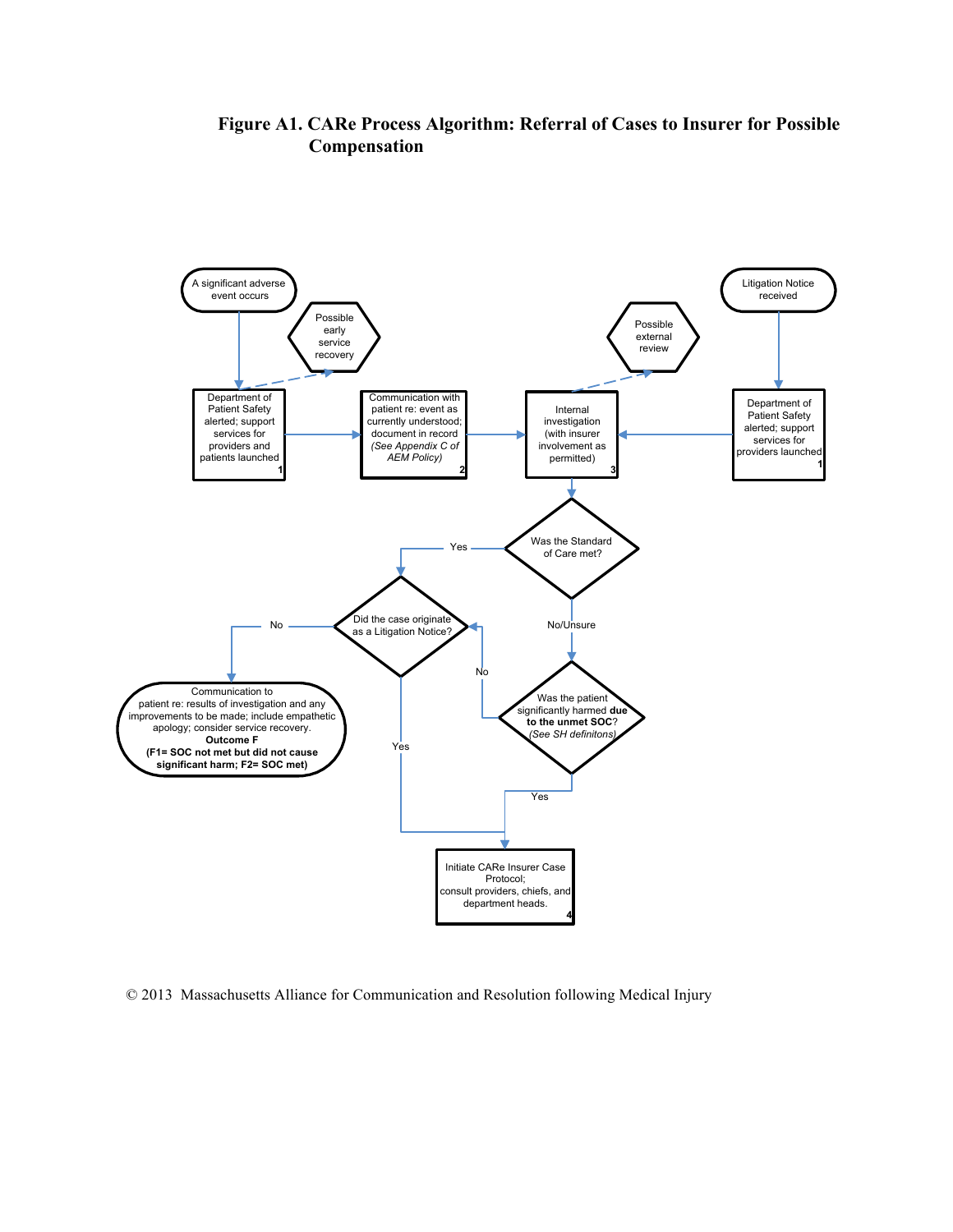# Figure A1. CARe Process Algorithm: Referral of Cases to Insurer for Possible Compensation

A significant adverse event occurs

Possible early service recovery

Department of Patient Safety alerted; support services for providers and patients launched **1**

Communication with patient re: event as currently understood; document in record *(See Appendix C of AEM Policy)* **2**

Internal investigation (with insurer involvement as permitted) **3**

Possible external review

Litigation Notice received

Department of Patient Safety alerted; support services for providers launched **1**

Was the Standard of Care met?

Yes

No/Unsure

Did the case originate as a Litigation Notice?

No

Yes

Communication to patient re: results of investigation and any improvements to be made; include empathetic apology; consider service recovery.
**Outcome F**
**(F1= SOC not met but did not cause significant harm; F2= SOC met)**

Was the patient significantly harmed **due to the unmet SOC**? *(See SH definitons)*

No

Yes

Initiate CARe Insurer Case Protocol; consult providers, chiefs, and department heads. **4**

© 2013 Massachusetts Alliance for Communication and Resolution following Medical Injury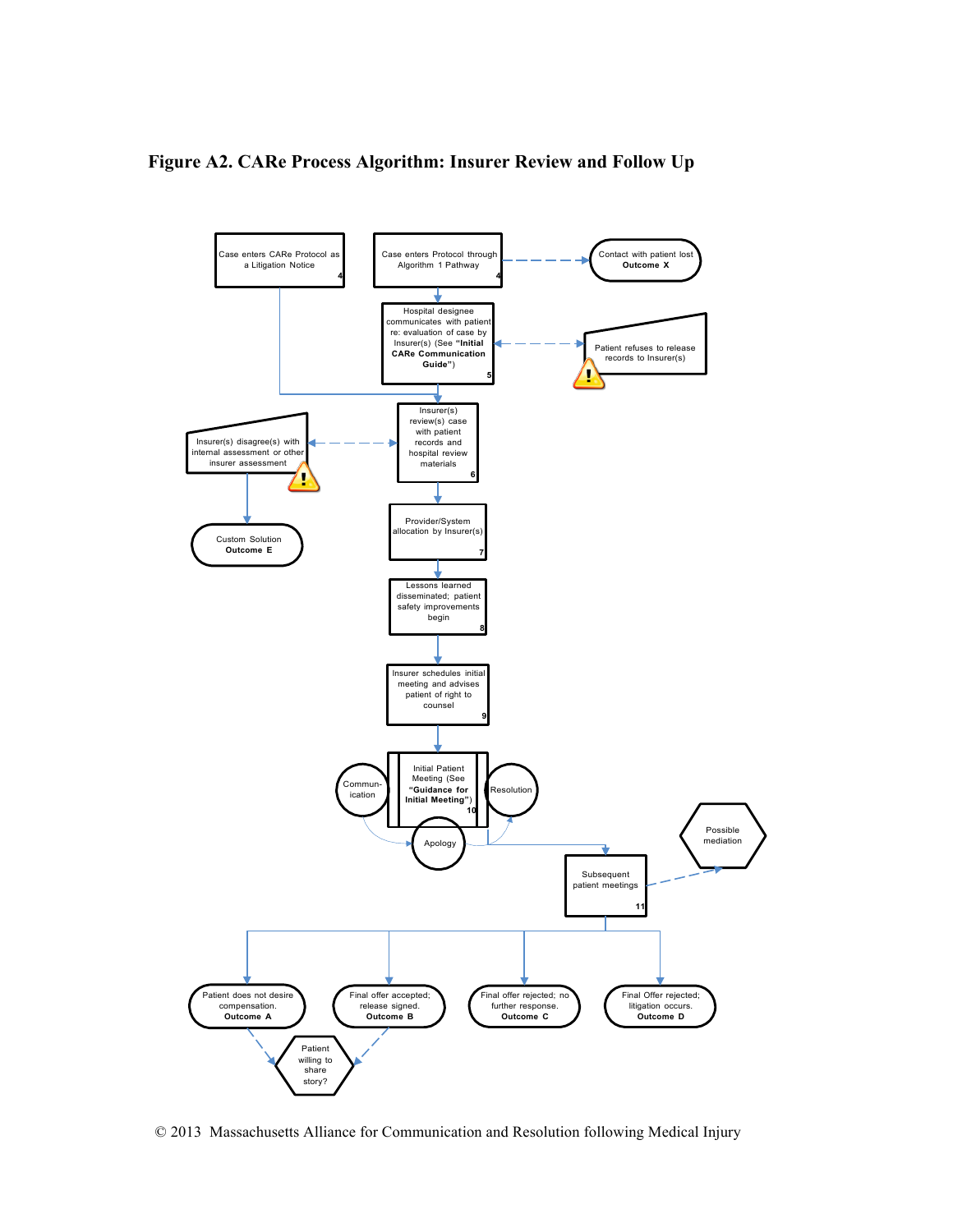# Figure A2. CARe Process Algorithm: Insurer Review and Follow Up

Case enters CARe Protocol as a Litigation Notice 4

Case enters Protocol through Algorithm 1 Pathway 4

Contact with patient lost **Outcome X**

Hospital designee communicates with patient re: evaluation of case by Insurer(s) (See **"Initial CARe Communication Guide"**) 5

Patient refuses to release records to Insurer(s)

Insurer(s) disagree(s) with internal assessment or other insurer assessment

Insurer(s) review(s) case with patient records and hospital review materials 6

Custom Solution **Outcome E**

Provider/System allocation by Insurer(s) 7

Lessons learned disseminated; patient safety improvements begin 8

Insurer schedules initial meeting and advises patient of right to counsel 9

Communication

Initial Patient Meeting (See **"Guidance for Initial Meeting"**) 10

Resolution

Apology

Possible mediation

Subsequent patient meetings 11

Patient does not desire compensation. **Outcome A**

Final offer accepted; release signed. **Outcome B**

Final offer rejected; no further response. **Outcome C**

Final Offer rejected; litigation occurs. **Outcome D**

Patient willing to share story?

© 2013 Massachusetts Alliance for Communication and Resolution following Medical Injury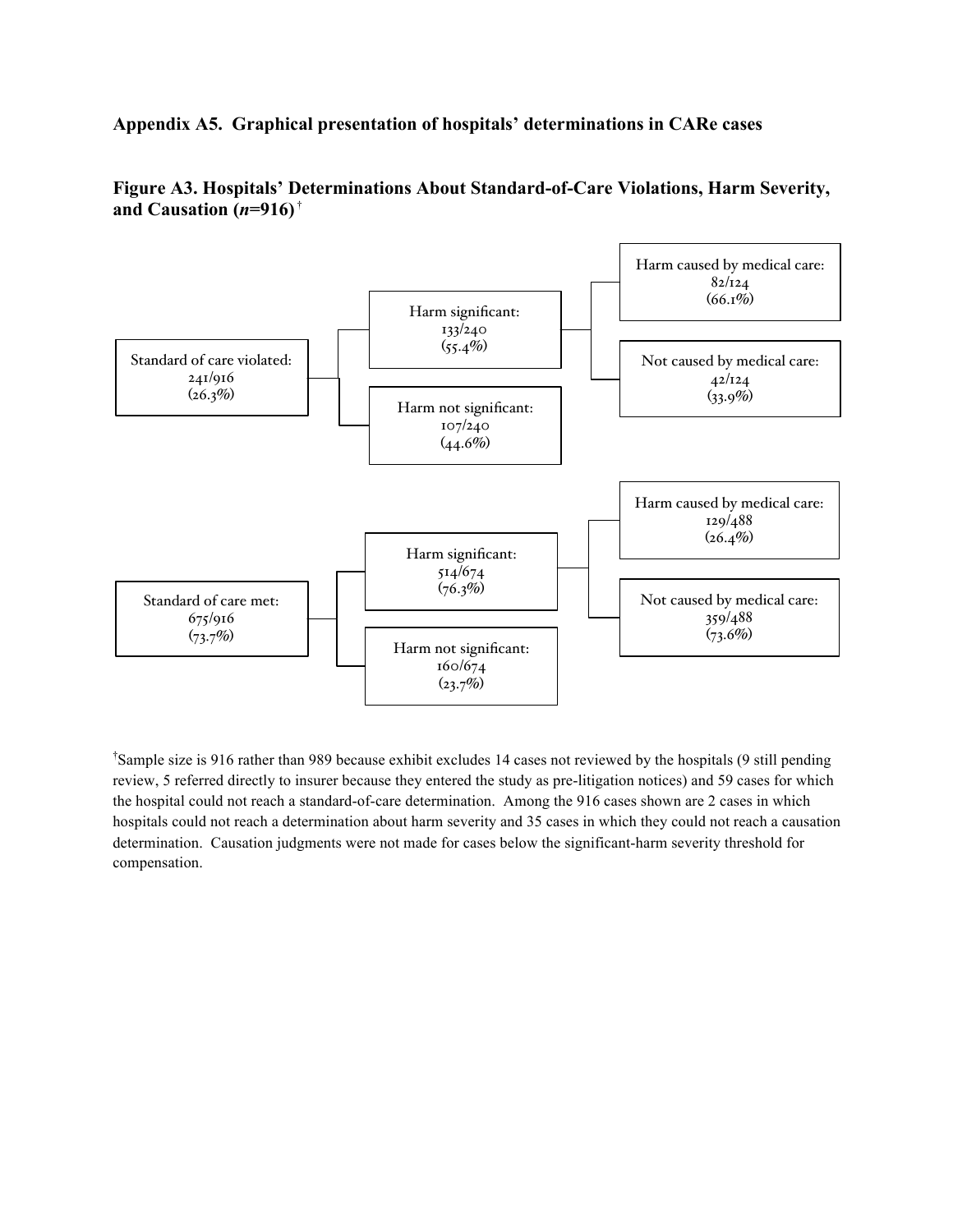### Appendix A5. Graphical presentation of hospitals' determinations in CARe cases

**Figure A3. Hospitals' Determinations About Standard-of-Care Violations, Harm Severity, and Causation ($n$=916)** †

- Standard of care violated: 241/916 (26.3%)
  - Harm significant: 133/240 (55.4%)
    - Harm caused by medical care: 82/124 (66.1%)
    - Not caused by medical care: 42/124 (33.9%)
  - Harm not significant: 107/240 (44.6%)
- Standard of care met: 675/916 (73.7%)
  - Harm significant: 514/674 (76.3%)
    - Harm caused by medical care: 129/488 (26.4%)
    - Not caused by medical care: 359/488 (73.6%)
  - Harm not significant: 160/674 (23.7%)

†Sample size is 916 rather than 989 because exhibit excludes 14 cases not reviewed by the hospitals (9 still pending review, 5 referred directly to insurer because they entered the study as pre-litigation notices) and 59 cases for which the hospital could not reach a standard-of-care determination. Among the 916 cases shown are 2 cases in which hospitals could not reach a determination about harm severity and 35 cases in which they could not reach a causation determination. Causation judgments were not made for cases below the significant-harm severity threshold for compensation.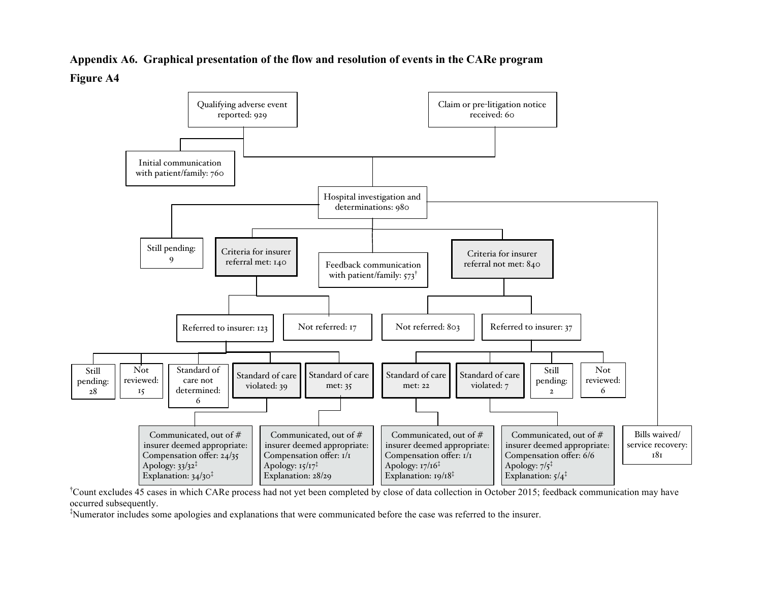**Appendix A6. Graphical presentation of the flow and resolution of events in the CARe program**

**Figure A4**

- Qualifying adverse event reported: 929
  - Initial communication with patient/family: 760
- Claim or pre-litigation notice received: 60

- Hospital investigation and determinations: 980
  - Still pending: 9
  - Feedback communication with patient/family: 573†
  - Bills waived/ service recovery: 181
  - Criteria for insurer referral met: 140
    - Not referred: 17
    - Referred to insurer: 123
      - Still pending: 28
      - Not reviewed: 15
      - Standard of care not determined: 6
      - Standard of care violated: 39
        - Communicated, out of # insurer deemed appropriate: Compensation offer: 24/35; Apology: 33/32‡; Explanation: 34/30‡
      - Standard of care met: 35
        - Communicated, out of # insurer deemed appropriate: Compensation offer: 1/1; Apology: 15/17‡; Explanation: 28/29
  - Criteria for insurer referral not met: 840
    - Not referred: 803
    - Referred to insurer: 37
      - Standard of care met: 22
        - Communicated, out of # insurer deemed appropriate: Compensation offer: 1/1; Apology: 17/16‡; Explanation: 19/18‡
      - Standard of care violated: 7
        - Communicated, out of # insurer deemed appropriate: Compensation offer: 6/6; Apology: 7/5‡; Explanation: 5/4‡
      - Still pending: 2
      - Not reviewed: 6

†Count excludes 45 cases in which CARe process had not yet been completed by close of data collection in October 2015; feedback communication may have occurred subsequently.

‡Numerator includes some apologies and explanations that were communicated before the case was referred to the insurer.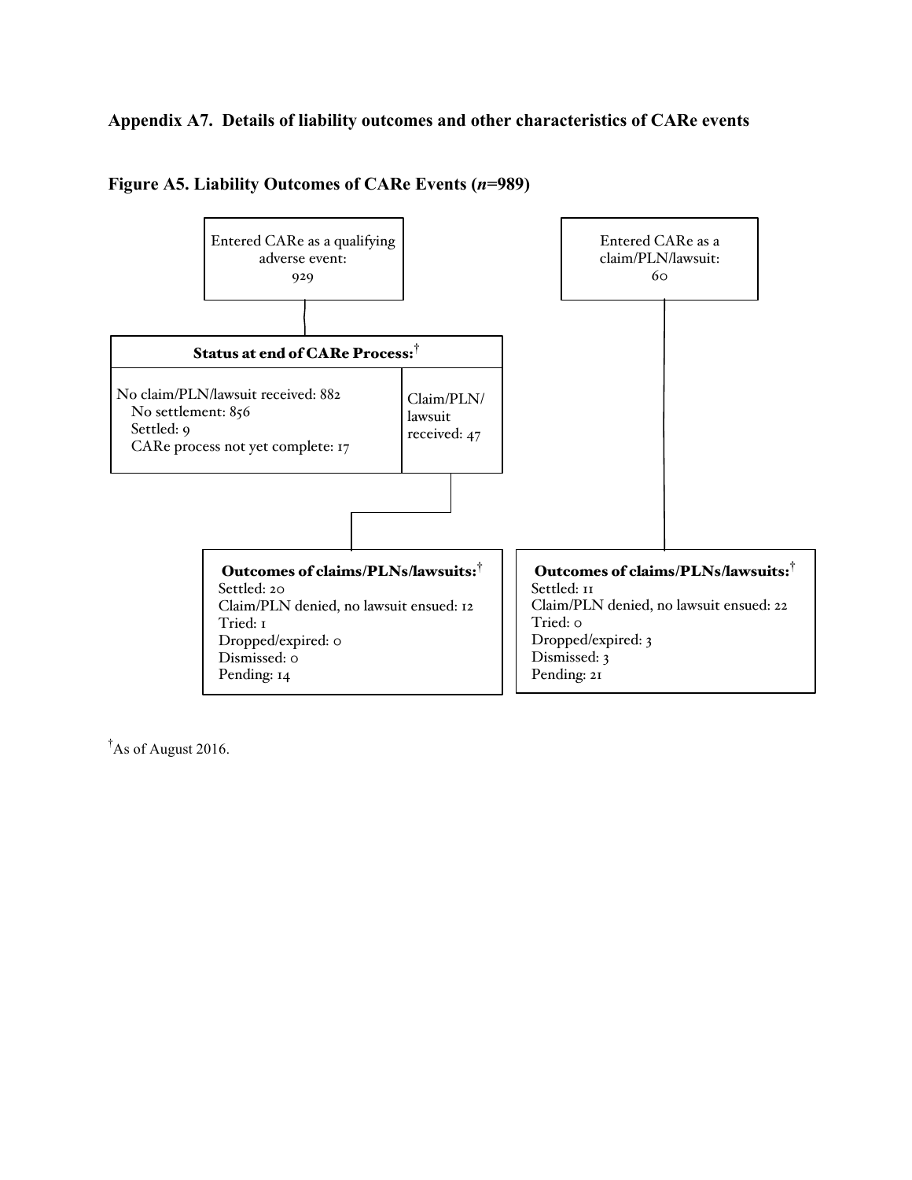## Appendix A7. Details of liability outcomes and other characteristics of CARe events

### Figure A5. Liability Outcomes of CARe Events (*n*=989)

Entered CARe as a qualifying adverse event: 929

**Status at end of CARe Process:**[†]

No claim/PLN/lawsuit received: 882
- No settlement: 856
- Settled: 9
- CARe process not yet complete: 17

Claim/PLN/lawsuit received: 47

**Outcomes of claims/PLNs/lawsuits:**[†]
- Settled: 20
- Claim/PLN denied, no lawsuit ensued: 12
- Tried: 1
- Dropped/expired: 0
- Dismissed: 0
- Pending: 14

Entered CARe as a claim/PLN/lawsuit: 60

**Outcomes of claims/PLNs/lawsuits:**[†]
- Settled: 11
- Claim/PLN denied, no lawsuit ensued: 22
- Tried: 0
- Dropped/expired: 3
- Dismissed: 3
- Pending: 21

[†]As of August 2016.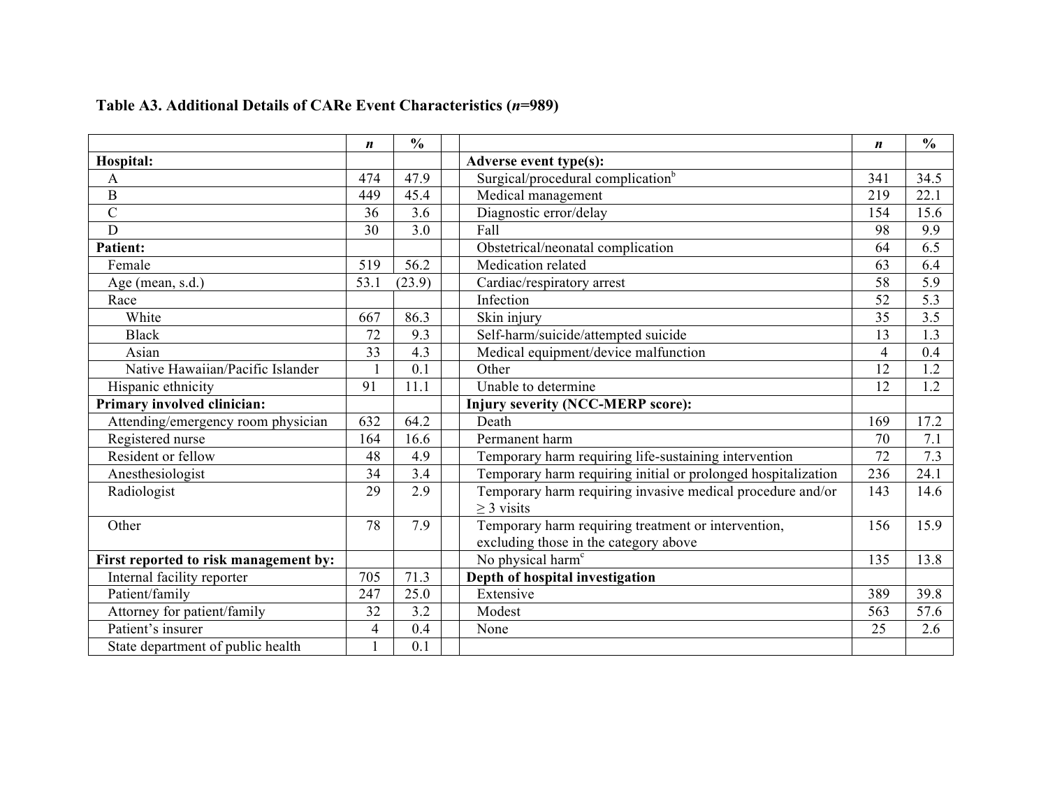**Table A3. Additional Details of CARe Event Characteristics (*n*=989)**

| | *n* | % | | | *n* | % |
|---|---|---|---|---|---|---|
| **Hospital:** | | | | **Adverse event type(s):** | | |
| A | 474 | 47.9 | | Surgical/procedural complication[b] | 341 | 34.5 |
| B | 449 | 45.4 | | Medical management | 219 | 22.1 |
| C | 36 | 3.6 | | Diagnostic error/delay | 154 | 15.6 |
| D | 30 | 3.0 | | Fall | 98 | 9.9 |
| **Patient:** | | | | Obstetrical/neonatal complication | 64 | 6.5 |
| Female | 519 | 56.2 | | Medication related | 63 | 6.4 |
| Age (mean, s.d.) | 53.1 | (23.9) | | Cardiac/respiratory arrest | 58 | 5.9 |
| Race | | | | Infection | 52 | 5.3 |
| White | 667 | 86.3 | | Skin injury | 35 | 3.5 |
| Black | 72 | 9.3 | | Self-harm/suicide/attempted suicide | 13 | 1.3 |
| Asian | 33 | 4.3 | | Medical equipment/device malfunction | 4 | 0.4 |
| Native Hawaiian/Pacific Islander | 1 | 0.1 | | Other | 12 | 1.2 |
| Hispanic ethnicity | 91 | 11.1 | | Unable to determine | 12 | 1.2 |
| **Primary involved clinician:** | | | | **Injury severity (NCC-MERP score):** | | |
| Attending/emergency room physician | 632 | 64.2 | | Death | 169 | 17.2 |
| Registered nurse | 164 | 16.6 | | Permanent harm | 70 | 7.1 |
| Resident or fellow | 48 | 4.9 | | Temporary harm requiring life-sustaining intervention | 72 | 7.3 |
| Anesthesiologist | 34 | 3.4 | | Temporary harm requiring initial or prolonged hospitalization | 236 | 24.1 |
| Radiologist | 29 | 2.9 | | Temporary harm requiring invasive medical procedure and/or ≥ 3 visits | 143 | 14.6 |
| Other | 78 | 7.9 | | Temporary harm requiring treatment or intervention, excluding those in the category above | 156 | 15.9 |
| **First reported to risk management by:** | | | | No physical harm[c] | 135 | 13.8 |
| Internal facility reporter | 705 | 71.3 | | **Depth of hospital investigation** | | |
| Patient/family | 247 | 25.0 | | Extensive | 389 | 39.8 |
| Attorney for patient/family | 32 | 3.2 | | Modest | 563 | 57.6 |
| Patient's insurer | 4 | 0.4 | | None | 25 | 2.6 |
| State department of public health | 1 | 0.1 | | | | |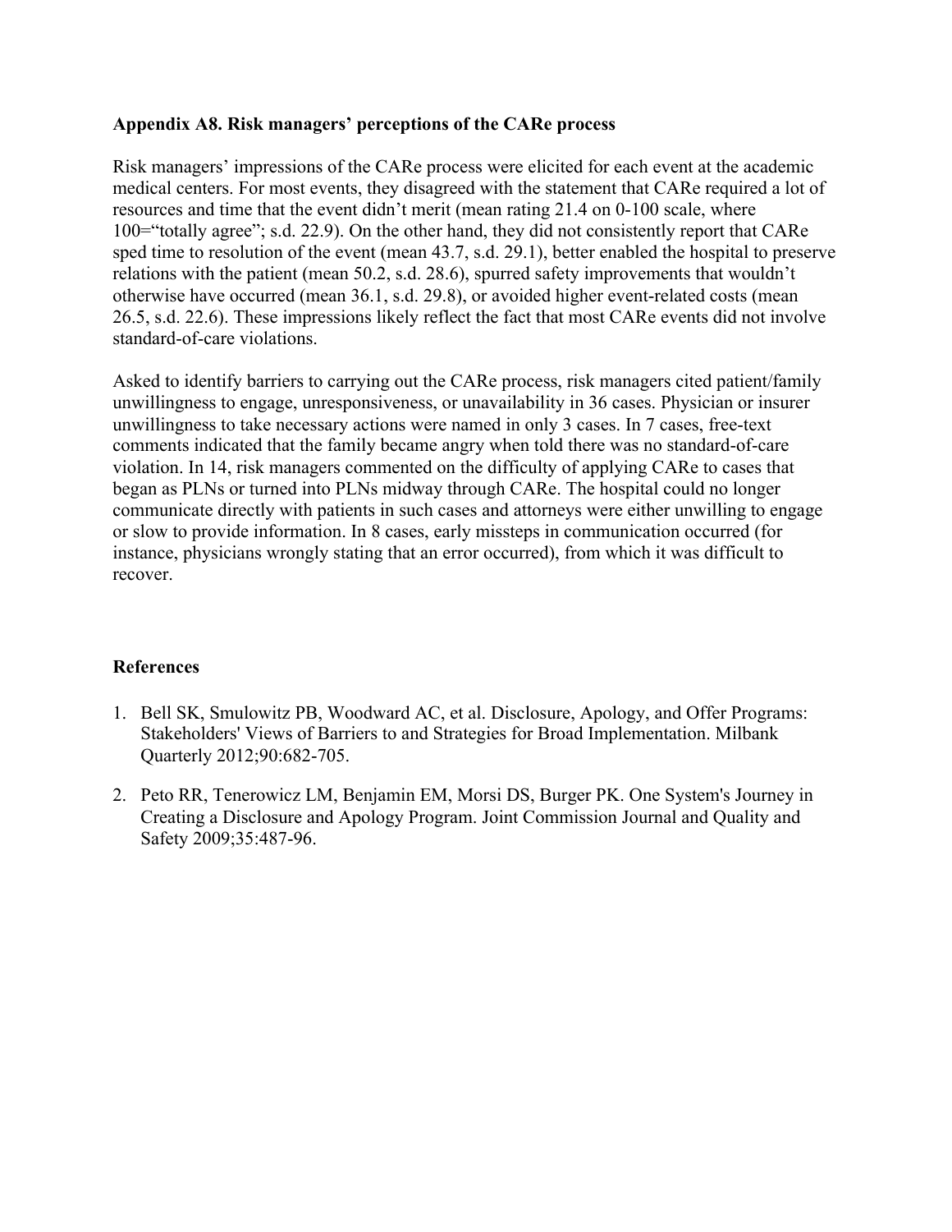## Appendix A8. Risk managers' perceptions of the CARe process

Risk managers' impressions of the CARe process were elicited for each event at the academic medical centers. For most events, they disagreed with the statement that CARe required a lot of resources and time that the event didn't merit (mean rating 21.4 on 0-100 scale, where 100="totally agree"; s.d. 22.9). On the other hand, they did not consistently report that CARe sped time to resolution of the event (mean 43.7, s.d. 29.1), better enabled the hospital to preserve relations with the patient (mean 50.2, s.d. 28.6), spurred safety improvements that wouldn't otherwise have occurred (mean 36.1, s.d. 29.8), or avoided higher event-related costs (mean 26.5, s.d. 22.6). These impressions likely reflect the fact that most CARe events did not involve standard-of-care violations.

Asked to identify barriers to carrying out the CARe process, risk managers cited patient/family unwillingness to engage, unresponsiveness, or unavailability in 36 cases. Physician or insurer unwillingness to take necessary actions were named in only 3 cases. In 7 cases, free-text comments indicated that the family became angry when told there was no standard-of-care violation. In 14, risk managers commented on the difficulty of applying CARe to cases that began as PLNs or turned into PLNs midway through CARe. The hospital could no longer communicate directly with patients in such cases and attorneys were either unwilling to engage or slow to provide information. In 8 cases, early missteps in communication occurred (for instance, physicians wrongly stating that an error occurred), from which it was difficult to recover.

## References

1. Bell SK, Smulowitz PB, Woodward AC, et al. Disclosure, Apology, and Offer Programs: Stakeholders' Views of Barriers to and Strategies for Broad Implementation. Milbank Quarterly 2012;90:682-705.
2. Peto RR, Tenerowicz LM, Benjamin EM, Morsi DS, Burger PK. One System's Journey in Creating a Disclosure and Apology Program. Joint Commission Journal and Quality and Safety 2009;35:487-96.